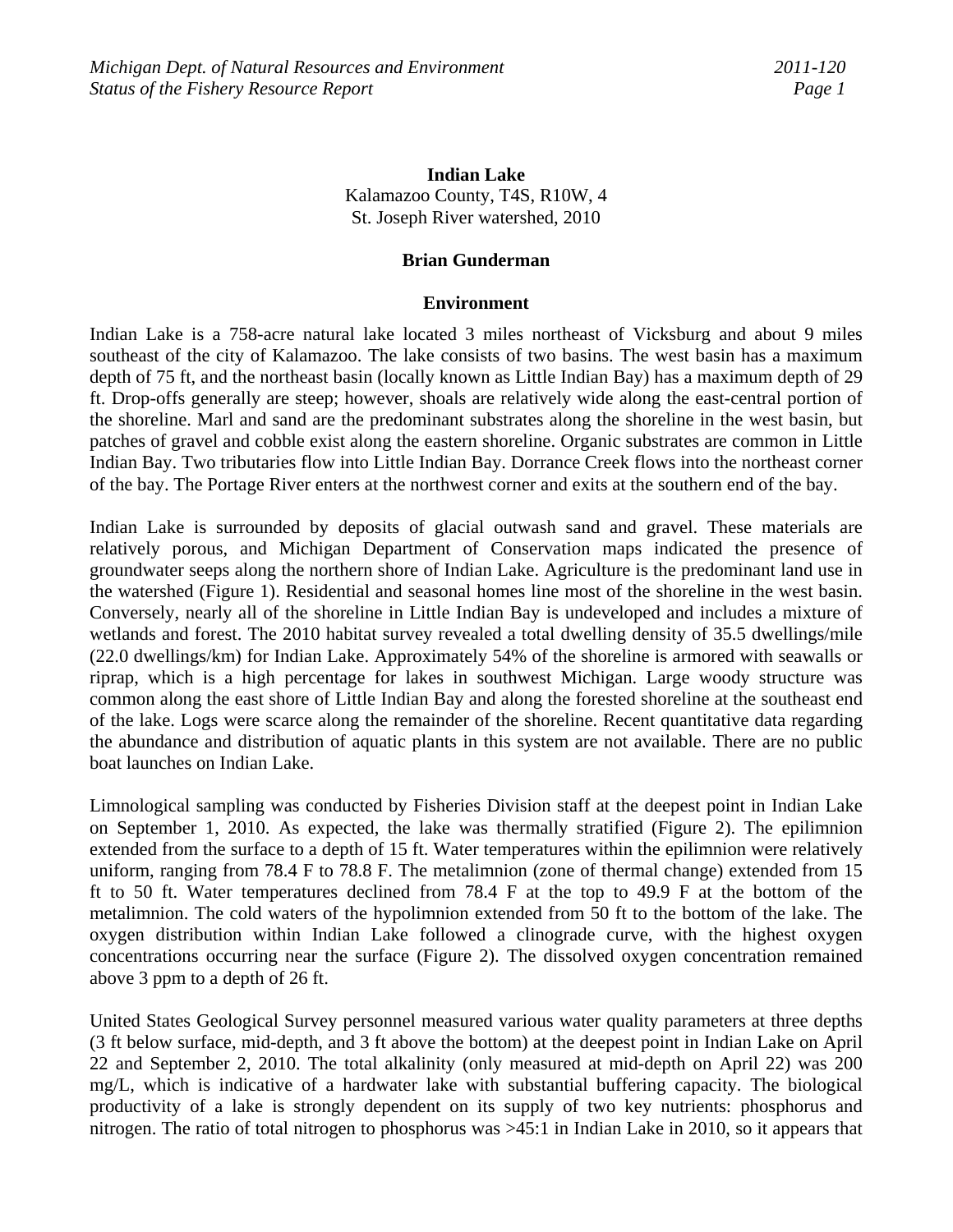# Indian Lake

Kalamazoo County, T4S, R10W, 4
St. Joseph River watershed, 2010

**Brian Gunderman**

## Environment

Indian Lake is a 758-acre natural lake located 3 miles northeast of Vicksburg and about 9 miles southeast of the city of Kalamazoo. The lake consists of two basins. The west basin has a maximum depth of 75 ft, and the northeast basin (locally known as Little Indian Bay) has a maximum depth of 29 ft. Drop-offs generally are steep; however, shoals are relatively wide along the east-central portion of the shoreline. Marl and sand are the predominant substrates along the shoreline in the west basin, but patches of gravel and cobble exist along the eastern shoreline. Organic substrates are common in Little Indian Bay. Two tributaries flow into Little Indian Bay. Dorrance Creek flows into the northeast corner of the bay. The Portage River enters at the northwest corner and exits at the southern end of the bay.

Indian Lake is surrounded by deposits of glacial outwash sand and gravel. These materials are relatively porous, and Michigan Department of Conservation maps indicated the presence of groundwater seeps along the northern shore of Indian Lake. Agriculture is the predominant land use in the watershed (Figure 1). Residential and seasonal homes line most of the shoreline in the west basin. Conversely, nearly all of the shoreline in Little Indian Bay is undeveloped and includes a mixture of wetlands and forest. The 2010 habitat survey revealed a total dwelling density of 35.5 dwellings/mile (22.0 dwellings/km) for Indian Lake. Approximately 54% of the shoreline is armored with seawalls or riprap, which is a high percentage for lakes in southwest Michigan. Large woody structure was common along the east shore of Little Indian Bay and along the forested shoreline at the southeast end of the lake. Logs were scarce along the remainder of the shoreline. Recent quantitative data regarding the abundance and distribution of aquatic plants in this system are not available. There are no public boat launches on Indian Lake.

Limnological sampling was conducted by Fisheries Division staff at the deepest point in Indian Lake on September 1, 2010. As expected, the lake was thermally stratified (Figure 2). The epilimnion extended from the surface to a depth of 15 ft. Water temperatures within the epilimnion were relatively uniform, ranging from 78.4 F to 78.8 F. The metalimnion (zone of thermal change) extended from 15 ft to 50 ft. Water temperatures declined from 78.4 F at the top to 49.9 F at the bottom of the metalimnion. The cold waters of the hypolimnion extended from 50 ft to the bottom of the lake. The oxygen distribution within Indian Lake followed a clinograde curve, with the highest oxygen concentrations occurring near the surface (Figure 2). The dissolved oxygen concentration remained above 3 ppm to a depth of 26 ft.

United States Geological Survey personnel measured various water quality parameters at three depths (3 ft below surface, mid-depth, and 3 ft above the bottom) at the deepest point in Indian Lake on April 22 and September 2, 2010. The total alkalinity (only measured at mid-depth on April 22) was 200 mg/L, which is indicative of a hardwater lake with substantial buffering capacity. The biological productivity of a lake is strongly dependent on its supply of two key nutrients: phosphorus and nitrogen. The ratio of total nitrogen to phosphorus was >45:1 in Indian Lake in 2010, so it appears that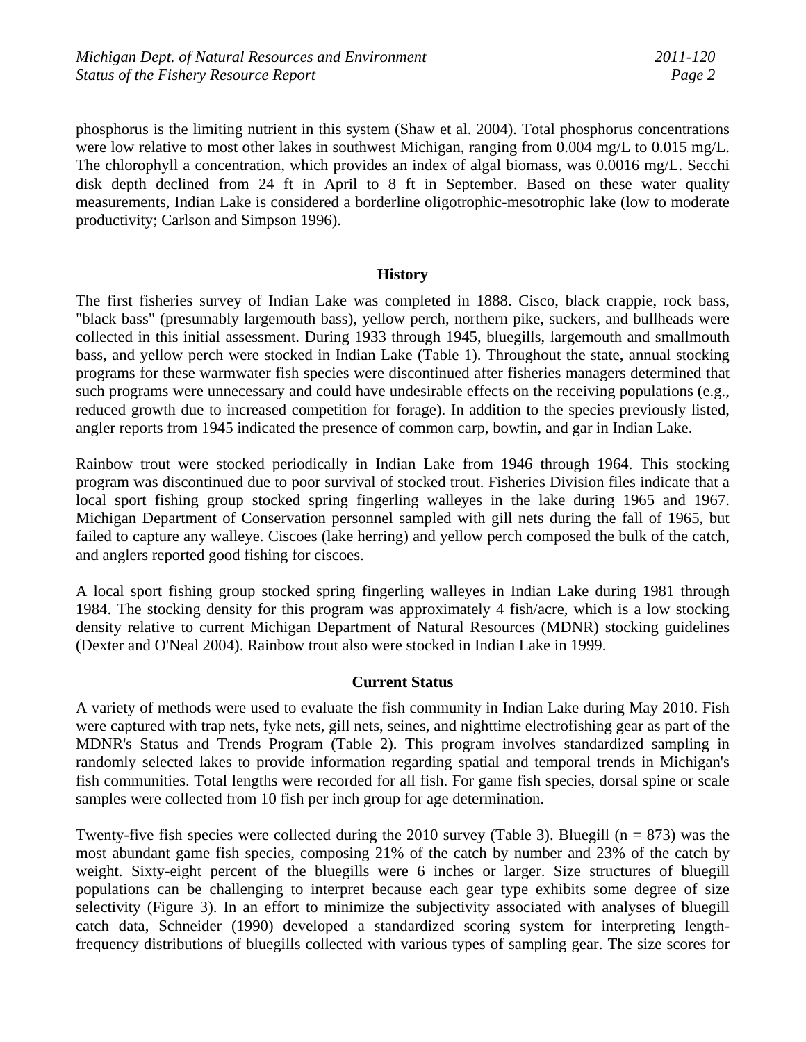phosphorus is the limiting nutrient in this system (Shaw et al. 2004). Total phosphorus concentrations were low relative to most other lakes in southwest Michigan, ranging from 0.004 mg/L to 0.015 mg/L. The chlorophyll a concentration, which provides an index of algal biomass, was 0.0016 mg/L. Secchi disk depth declined from 24 ft in April to 8 ft in September. Based on these water quality measurements, Indian Lake is considered a borderline oligotrophic-mesotrophic lake (low to moderate productivity; Carlson and Simpson 1996).

## History

The first fisheries survey of Indian Lake was completed in 1888. Cisco, black crappie, rock bass, "black bass" (presumably largemouth bass), yellow perch, northern pike, suckers, and bullheads were collected in this initial assessment. During 1933 through 1945, bluegills, largemouth and smallmouth bass, and yellow perch were stocked in Indian Lake (Table 1). Throughout the state, annual stocking programs for these warmwater fish species were discontinued after fisheries managers determined that such programs were unnecessary and could have undesirable effects on the receiving populations (e.g., reduced growth due to increased competition for forage). In addition to the species previously listed, angler reports from 1945 indicated the presence of common carp, bowfin, and gar in Indian Lake.

Rainbow trout were stocked periodically in Indian Lake from 1946 through 1964. This stocking program was discontinued due to poor survival of stocked trout. Fisheries Division files indicate that a local sport fishing group stocked spring fingerling walleyes in the lake during 1965 and 1967. Michigan Department of Conservation personnel sampled with gill nets during the fall of 1965, but failed to capture any walleye. Ciscoes (lake herring) and yellow perch composed the bulk of the catch, and anglers reported good fishing for ciscoes.

A local sport fishing group stocked spring fingerling walleyes in Indian Lake during 1981 through 1984. The stocking density for this program was approximately 4 fish/acre, which is a low stocking density relative to current Michigan Department of Natural Resources (MDNR) stocking guidelines (Dexter and O'Neal 2004). Rainbow trout also were stocked in Indian Lake in 1999.

## Current Status

A variety of methods were used to evaluate the fish community in Indian Lake during May 2010. Fish were captured with trap nets, fyke nets, gill nets, seines, and nighttime electrofishing gear as part of the MDNR's Status and Trends Program (Table 2). This program involves standardized sampling in randomly selected lakes to provide information regarding spatial and temporal trends in Michigan's fish communities. Total lengths were recorded for all fish. For game fish species, dorsal spine or scale samples were collected from 10 fish per inch group for age determination.

Twenty-five fish species were collected during the 2010 survey (Table 3). Bluegill (n = 873) was the most abundant game fish species, composing 21% of the catch by number and 23% of the catch by weight. Sixty-eight percent of the bluegills were 6 inches or larger. Size structures of bluegill populations can be challenging to interpret because each gear type exhibits some degree of size selectivity (Figure 3). In an effort to minimize the subjectivity associated with analyses of bluegill catch data, Schneider (1990) developed a standardized scoring system for interpreting length-frequency distributions of bluegills collected with various types of sampling gear. The size scores for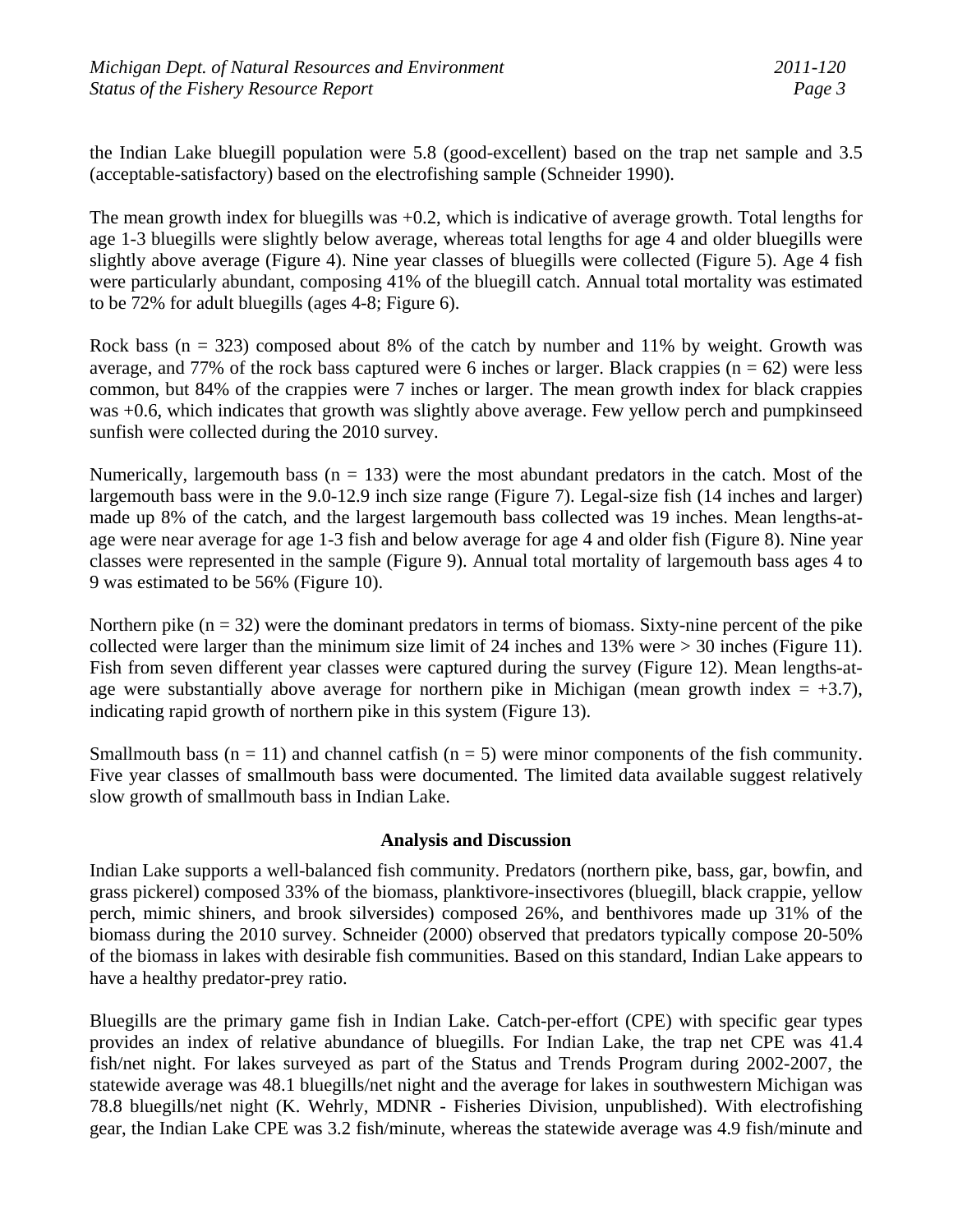the Indian Lake bluegill population were 5.8 (good-excellent) based on the trap net sample and 3.5 (acceptable-satisfactory) based on the electrofishing sample (Schneider 1990).

The mean growth index for bluegills was +0.2, which is indicative of average growth. Total lengths for age 1-3 bluegills were slightly below average, whereas total lengths for age 4 and older bluegills were slightly above average (Figure 4). Nine year classes of bluegills were collected (Figure 5). Age 4 fish were particularly abundant, composing 41% of the bluegill catch. Annual total mortality was estimated to be 72% for adult bluegills (ages 4-8; Figure 6).

Rock bass (n = 323) composed about 8% of the catch by number and 11% by weight. Growth was average, and 77% of the rock bass captured were 6 inches or larger. Black crappies (n = 62) were less common, but 84% of the crappies were 7 inches or larger. The mean growth index for black crappies was +0.6, which indicates that growth was slightly above average. Few yellow perch and pumpkinseed sunfish were collected during the 2010 survey.

Numerically, largemouth bass (n = 133) were the most abundant predators in the catch. Most of the largemouth bass were in the 9.0-12.9 inch size range (Figure 7). Legal-size fish (14 inches and larger) made up 8% of the catch, and the largest largemouth bass collected was 19 inches. Mean lengths-at-age were near average for age 1-3 fish and below average for age 4 and older fish (Figure 8). Nine year classes were represented in the sample (Figure 9). Annual total mortality of largemouth bass ages 4 to 9 was estimated to be 56% (Figure 10).

Northern pike (n = 32) were the dominant predators in terms of biomass. Sixty-nine percent of the pike collected were larger than the minimum size limit of 24 inches and 13% were > 30 inches (Figure 11). Fish from seven different year classes were captured during the survey (Figure 12). Mean lengths-at-age were substantially above average for northern pike in Michigan (mean growth index = +3.7), indicating rapid growth of northern pike in this system (Figure 13).

Smallmouth bass (n = 11) and channel catfish (n = 5) were minor components of the fish community. Five year classes of smallmouth bass were documented. The limited data available suggest relatively slow growth of smallmouth bass in Indian Lake.

## Analysis and Discussion

Indian Lake supports a well-balanced fish community. Predators (northern pike, bass, gar, bowfin, and grass pickerel) composed 33% of the biomass, planktivore-insectivores (bluegill, black crappie, yellow perch, mimic shiners, and brook silversides) composed 26%, and benthivores made up 31% of the biomass during the 2010 survey. Schneider (2000) observed that predators typically compose 20-50% of the biomass in lakes with desirable fish communities. Based on this standard, Indian Lake appears to have a healthy predator-prey ratio.

Bluegills are the primary game fish in Indian Lake. Catch-per-effort (CPE) with specific gear types provides an index of relative abundance of bluegills. For Indian Lake, the trap net CPE was 41.4 fish/net night. For lakes surveyed as part of the Status and Trends Program during 2002-2007, the statewide average was 48.1 bluegills/net night and the average for lakes in southwestern Michigan was 78.8 bluegills/net night (K. Wehrly, MDNR - Fisheries Division, unpublished). With electrofishing gear, the Indian Lake CPE was 3.2 fish/minute, whereas the statewide average was 4.9 fish/minute and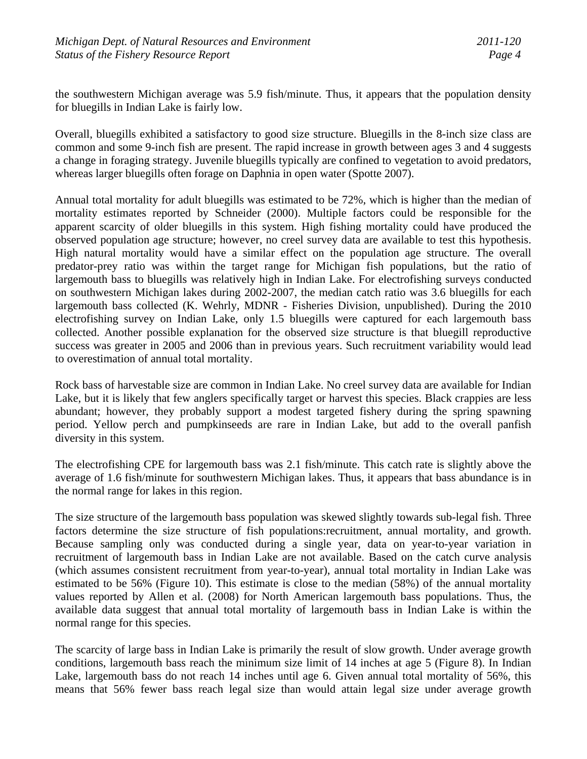the southwestern Michigan average was 5.9 fish/minute. Thus, it appears that the population density for bluegills in Indian Lake is fairly low.

Overall, bluegills exhibited a satisfactory to good size structure. Bluegills in the 8-inch size class are common and some 9-inch fish are present. The rapid increase in growth between ages 3 and 4 suggests a change in foraging strategy. Juvenile bluegills typically are confined to vegetation to avoid predators, whereas larger bluegills often forage on Daphnia in open water (Spotte 2007).

Annual total mortality for adult bluegills was estimated to be 72%, which is higher than the median of mortality estimates reported by Schneider (2000). Multiple factors could be responsible for the apparent scarcity of older bluegills in this system. High fishing mortality could have produced the observed population age structure; however, no creel survey data are available to test this hypothesis. High natural mortality would have a similar effect on the population age structure. The overall predator-prey ratio was within the target range for Michigan fish populations, but the ratio of largemouth bass to bluegills was relatively high in Indian Lake. For electrofishing surveys conducted on southwestern Michigan lakes during 2002-2007, the median catch ratio was 3.6 bluegills for each largemouth bass collected (K. Wehrly, MDNR - Fisheries Division, unpublished). During the 2010 electrofishing survey on Indian Lake, only 1.5 bluegills were captured for each largemouth bass collected. Another possible explanation for the observed size structure is that bluegill reproductive success was greater in 2005 and 2006 than in previous years. Such recruitment variability would lead to overestimation of annual total mortality.

Rock bass of harvestable size are common in Indian Lake. No creel survey data are available for Indian Lake, but it is likely that few anglers specifically target or harvest this species. Black crappies are less abundant; however, they probably support a modest targeted fishery during the spring spawning period. Yellow perch and pumpkinseeds are rare in Indian Lake, but add to the overall panfish diversity in this system.

The electrofishing CPE for largemouth bass was 2.1 fish/minute. This catch rate is slightly above the average of 1.6 fish/minute for southwestern Michigan lakes. Thus, it appears that bass abundance is in the normal range for lakes in this region.

The size structure of the largemouth bass population was skewed slightly towards sub-legal fish. Three factors determine the size structure of fish populations:recruitment, annual mortality, and growth. Because sampling only was conducted during a single year, data on year-to-year variation in recruitment of largemouth bass in Indian Lake are not available. Based on the catch curve analysis (which assumes consistent recruitment from year-to-year), annual total mortality in Indian Lake was estimated to be 56% (Figure 10). This estimate is close to the median (58%) of the annual mortality values reported by Allen et al. (2008) for North American largemouth bass populations. Thus, the available data suggest that annual total mortality of largemouth bass in Indian Lake is within the normal range for this species.

The scarcity of large bass in Indian Lake is primarily the result of slow growth. Under average growth conditions, largemouth bass reach the minimum size limit of 14 inches at age 5 (Figure 8). In Indian Lake, largemouth bass do not reach 14 inches until age 6. Given annual total mortality of 56%, this means that 56% fewer bass reach legal size than would attain legal size under average growth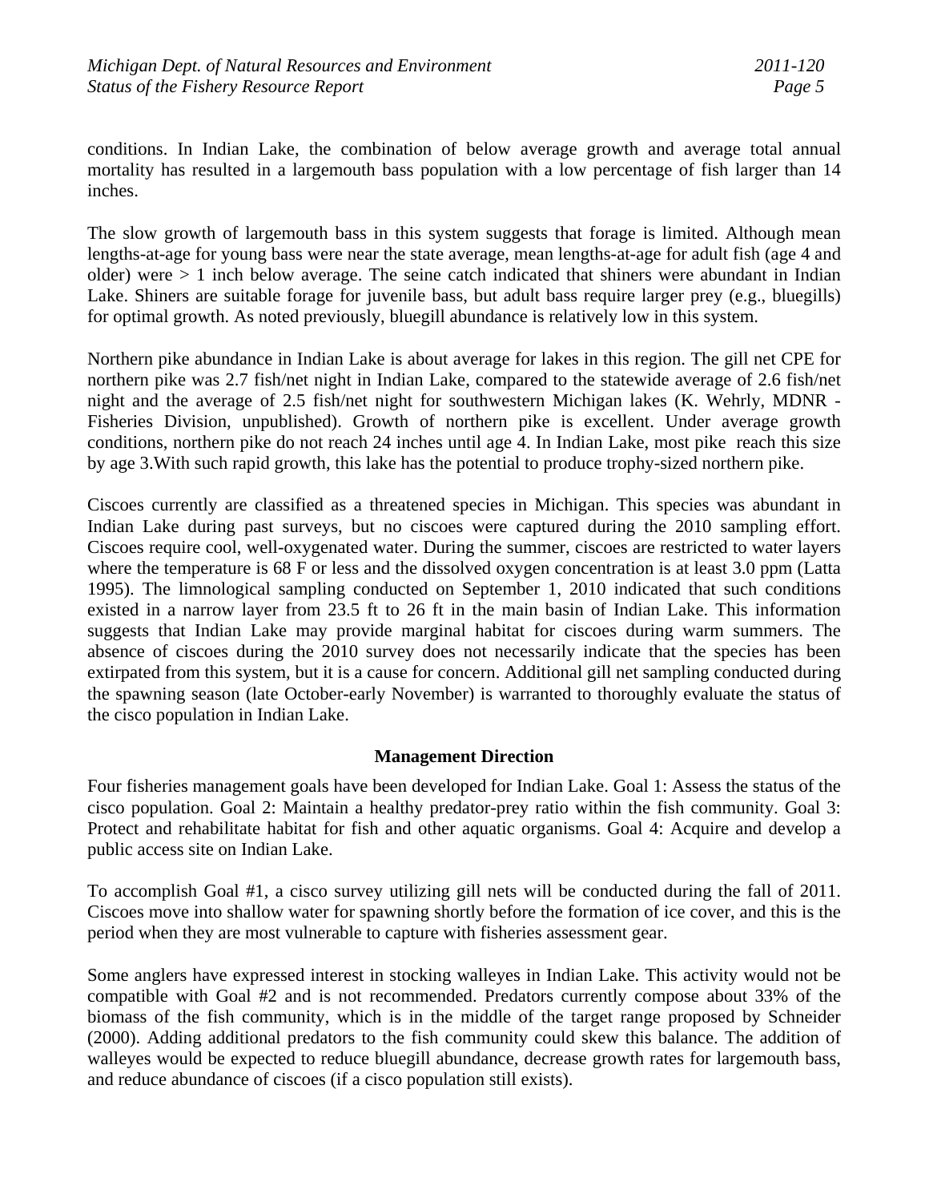conditions. In Indian Lake, the combination of below average growth and average total annual mortality has resulted in a largemouth bass population with a low percentage of fish larger than 14 inches.

The slow growth of largemouth bass in this system suggests that forage is limited. Although mean lengths-at-age for young bass were near the state average, mean lengths-at-age for adult fish (age 4 and older) were > 1 inch below average. The seine catch indicated that shiners were abundant in Indian Lake. Shiners are suitable forage for juvenile bass, but adult bass require larger prey (e.g., bluegills) for optimal growth. As noted previously, bluegill abundance is relatively low in this system.

Northern pike abundance in Indian Lake is about average for lakes in this region. The gill net CPE for northern pike was 2.7 fish/net night in Indian Lake, compared to the statewide average of 2.6 fish/net night and the average of 2.5 fish/net night for southwestern Michigan lakes (K. Wehrly, MDNR - Fisheries Division, unpublished). Growth of northern pike is excellent. Under average growth conditions, northern pike do not reach 24 inches until age 4. In Indian Lake, most pike reach this size by age 3.With such rapid growth, this lake has the potential to produce trophy-sized northern pike.

Ciscoes currently are classified as a threatened species in Michigan. This species was abundant in Indian Lake during past surveys, but no ciscoes were captured during the 2010 sampling effort. Ciscoes require cool, well-oxygenated water. During the summer, ciscoes are restricted to water layers where the temperature is 68 F or less and the dissolved oxygen concentration is at least 3.0 ppm (Latta 1995). The limnological sampling conducted on September 1, 2010 indicated that such conditions existed in a narrow layer from 23.5 ft to 26 ft in the main basin of Indian Lake. This information suggests that Indian Lake may provide marginal habitat for ciscoes during warm summers. The absence of ciscoes during the 2010 survey does not necessarily indicate that the species has been extirpated from this system, but it is a cause for concern. Additional gill net sampling conducted during the spawning season (late October-early November) is warranted to thoroughly evaluate the status of the cisco population in Indian Lake.

## Management Direction

Four fisheries management goals have been developed for Indian Lake. Goal 1: Assess the status of the cisco population. Goal 2: Maintain a healthy predator-prey ratio within the fish community. Goal 3: Protect and rehabilitate habitat for fish and other aquatic organisms. Goal 4: Acquire and develop a public access site on Indian Lake.

To accomplish Goal #1, a cisco survey utilizing gill nets will be conducted during the fall of 2011. Ciscoes move into shallow water for spawning shortly before the formation of ice cover, and this is the period when they are most vulnerable to capture with fisheries assessment gear.

Some anglers have expressed interest in stocking walleyes in Indian Lake. This activity would not be compatible with Goal #2 and is not recommended. Predators currently compose about 33% of the biomass of the fish community, which is in the middle of the target range proposed by Schneider (2000). Adding additional predators to the fish community could skew this balance. The addition of walleyes would be expected to reduce bluegill abundance, decrease growth rates for largemouth bass, and reduce abundance of ciscoes (if a cisco population still exists).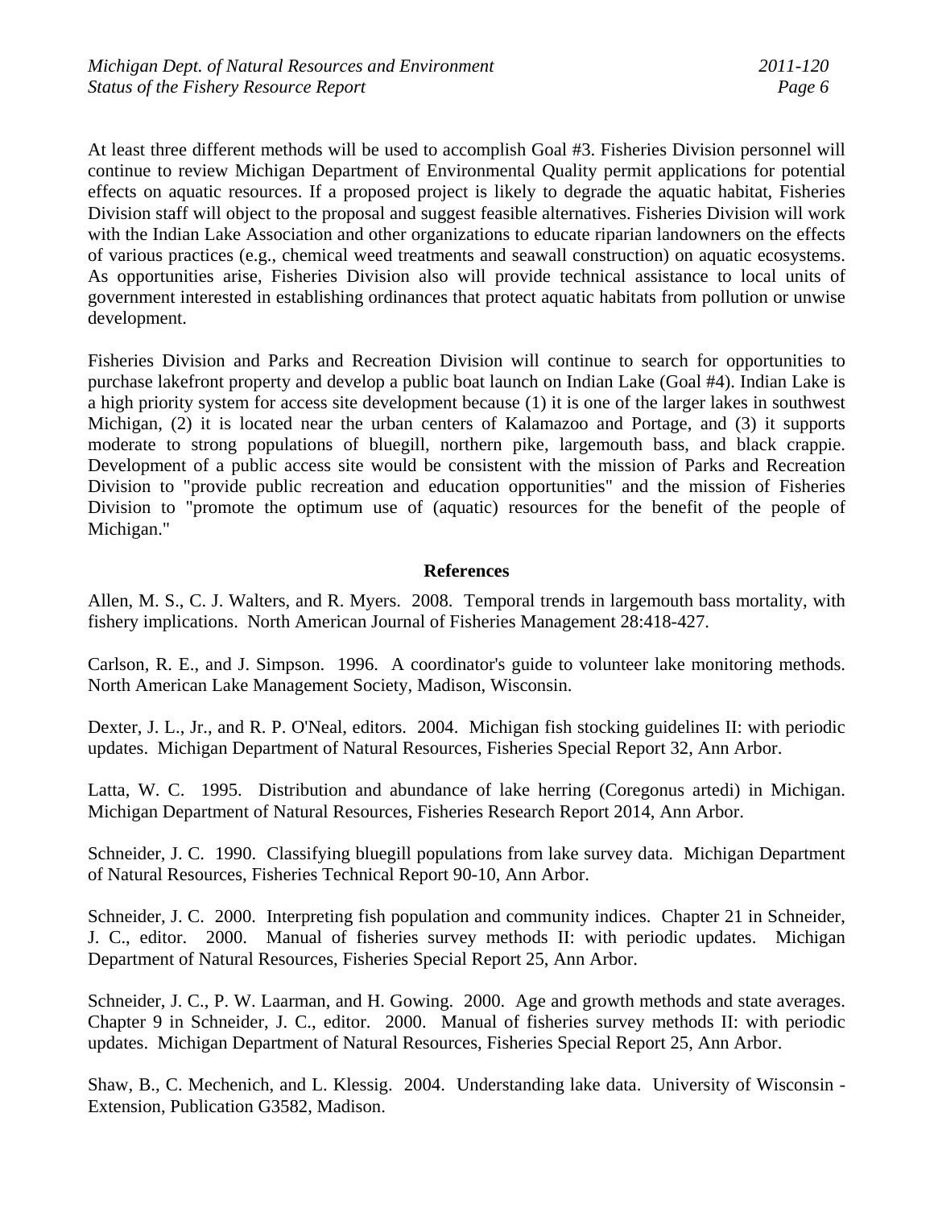At least three different methods will be used to accomplish Goal #3. Fisheries Division personnel will continue to review Michigan Department of Environmental Quality permit applications for potential effects on aquatic resources. If a proposed project is likely to degrade the aquatic habitat, Fisheries Division staff will object to the proposal and suggest feasible alternatives. Fisheries Division will work with the Indian Lake Association and other organizations to educate riparian landowners on the effects of various practices (e.g., chemical weed treatments and seawall construction) on aquatic ecosystems. As opportunities arise, Fisheries Division also will provide technical assistance to local units of government interested in establishing ordinances that protect aquatic habitats from pollution or unwise development.

Fisheries Division and Parks and Recreation Division will continue to search for opportunities to purchase lakefront property and develop a public boat launch on Indian Lake (Goal #4). Indian Lake is a high priority system for access site development because (1) it is one of the larger lakes in southwest Michigan, (2) it is located near the urban centers of Kalamazoo and Portage, and (3) it supports moderate to strong populations of bluegill, northern pike, largemouth bass, and black crappie. Development of a public access site would be consistent with the mission of Parks and Recreation Division to "provide public recreation and education opportunities" and the mission of Fisheries Division to "promote the optimum use of (aquatic) resources for the benefit of the people of Michigan."

## References

Allen, M. S., C. J. Walters, and R. Myers. 2008. Temporal trends in largemouth bass mortality, with fishery implications. North American Journal of Fisheries Management 28:418-427.

Carlson, R. E., and J. Simpson. 1996. A coordinator's guide to volunteer lake monitoring methods. North American Lake Management Society, Madison, Wisconsin.

Dexter, J. L., Jr., and R. P. O'Neal, editors. 2004. Michigan fish stocking guidelines II: with periodic updates. Michigan Department of Natural Resources, Fisheries Special Report 32, Ann Arbor.

Latta, W. C. 1995. Distribution and abundance of lake herring (Coregonus artedi) in Michigan. Michigan Department of Natural Resources, Fisheries Research Report 2014, Ann Arbor.

Schneider, J. C. 1990. Classifying bluegill populations from lake survey data. Michigan Department of Natural Resources, Fisheries Technical Report 90-10, Ann Arbor.

Schneider, J. C. 2000. Interpreting fish population and community indices. Chapter 21 in Schneider, J. C., editor. 2000. Manual of fisheries survey methods II: with periodic updates. Michigan Department of Natural Resources, Fisheries Special Report 25, Ann Arbor.

Schneider, J. C., P. W. Laarman, and H. Gowing. 2000. Age and growth methods and state averages. Chapter 9 in Schneider, J. C., editor. 2000. Manual of fisheries survey methods II: with periodic updates. Michigan Department of Natural Resources, Fisheries Special Report 25, Ann Arbor.

Shaw, B., C. Mechenich, and L. Klessig. 2004. Understanding lake data. University of Wisconsin - Extension, Publication G3582, Madison.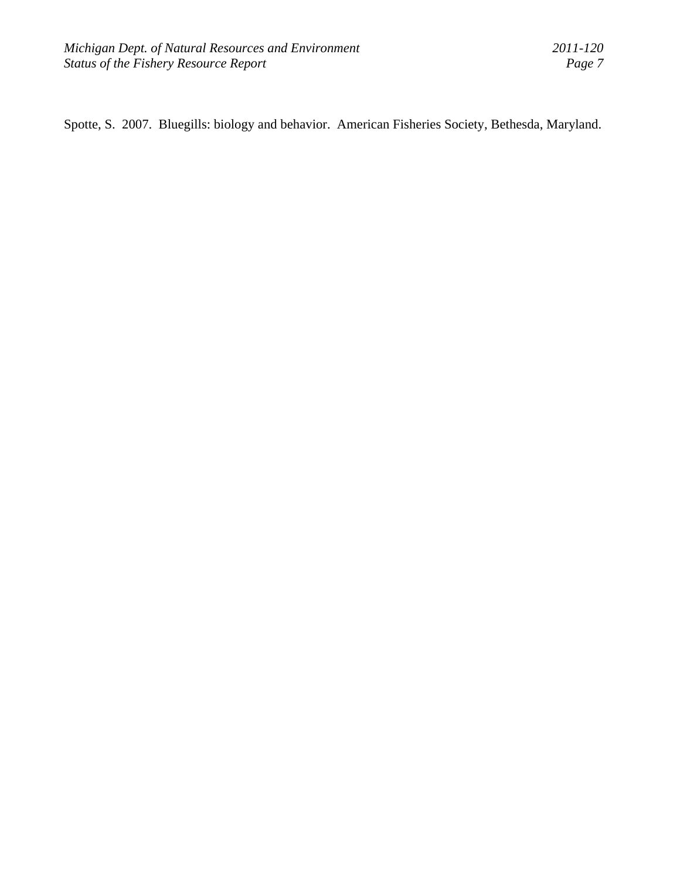Spotte, S. 2007. Bluegills: biology and behavior. American Fisheries Society, Bethesda, Maryland.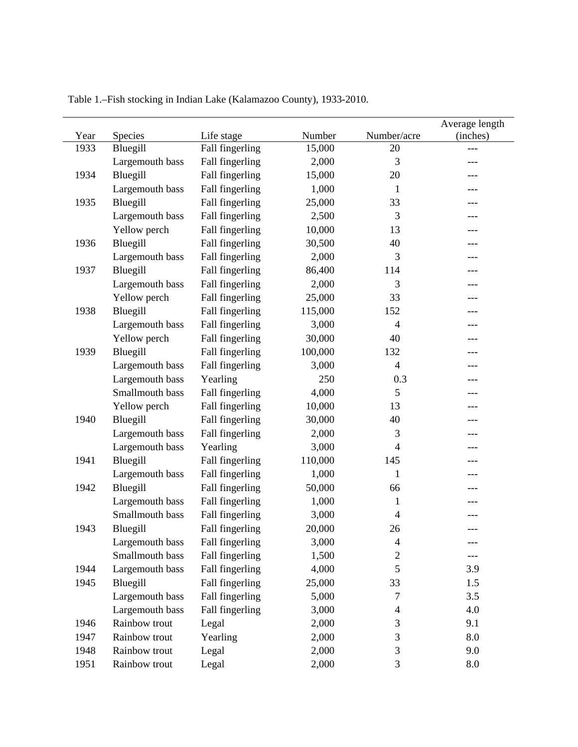Table 1.–Fish stocking in Indian Lake (Kalamazoo County), 1933-2010.

| Year | Species | Life stage | Number | Number/acre | Average length (inches) |
|---|---|---|---|---|---|
| 1933 | Bluegill | Fall fingerling | 15,000 | 20 | --- |
| | Largemouth bass | Fall fingerling | 2,000 | 3 | --- |
| 1934 | Bluegill | Fall fingerling | 15,000 | 20 | --- |
| | Largemouth bass | Fall fingerling | 1,000 | 1 | --- |
| 1935 | Bluegill | Fall fingerling | 25,000 | 33 | --- |
| | Largemouth bass | Fall fingerling | 2,500 | 3 | --- |
| | Yellow perch | Fall fingerling | 10,000 | 13 | --- |
| 1936 | Bluegill | Fall fingerling | 30,500 | 40 | --- |
| | Largemouth bass | Fall fingerling | 2,000 | 3 | --- |
| 1937 | Bluegill | Fall fingerling | 86,400 | 114 | --- |
| | Largemouth bass | Fall fingerling | 2,000 | 3 | --- |
| | Yellow perch | Fall fingerling | 25,000 | 33 | --- |
| 1938 | Bluegill | Fall fingerling | 115,000 | 152 | --- |
| | Largemouth bass | Fall fingerling | 3,000 | 4 | --- |
| | Yellow perch | Fall fingerling | 30,000 | 40 | --- |
| 1939 | Bluegill | Fall fingerling | 100,000 | 132 | --- |
| | Largemouth bass | Fall fingerling | 3,000 | 4 | --- |
| | Largemouth bass | Yearling | 250 | 0.3 | --- |
| | Smallmouth bass | Fall fingerling | 4,000 | 5 | --- |
| | Yellow perch | Fall fingerling | 10,000 | 13 | --- |
| 1940 | Bluegill | Fall fingerling | 30,000 | 40 | --- |
| | Largemouth bass | Fall fingerling | 2,000 | 3 | --- |
| | Largemouth bass | Yearling | 3,000 | 4 | --- |
| 1941 | Bluegill | Fall fingerling | 110,000 | 145 | --- |
| | Largemouth bass | Fall fingerling | 1,000 | 1 | --- |
| 1942 | Bluegill | Fall fingerling | 50,000 | 66 | --- |
| | Largemouth bass | Fall fingerling | 1,000 | 1 | --- |
| | Smallmouth bass | Fall fingerling | 3,000 | 4 | --- |
| 1943 | Bluegill | Fall fingerling | 20,000 | 26 | --- |
| | Largemouth bass | Fall fingerling | 3,000 | 4 | --- |
| | Smallmouth bass | Fall fingerling | 1,500 | 2 | --- |
| 1944 | Largemouth bass | Fall fingerling | 4,000 | 5 | 3.9 |
| 1945 | Bluegill | Fall fingerling | 25,000 | 33 | 1.5 |
| | Largemouth bass | Fall fingerling | 5,000 | 7 | 3.5 |
| | Largemouth bass | Fall fingerling | 3,000 | 4 | 4.0 |
| 1946 | Rainbow trout | Legal | 2,000 | 3 | 9.1 |
| 1947 | Rainbow trout | Yearling | 2,000 | 3 | 8.0 |
| 1948 | Rainbow trout | Legal | 2,000 | 3 | 9.0 |
| 1951 | Rainbow trout | Legal | 2,000 | 3 | 8.0 |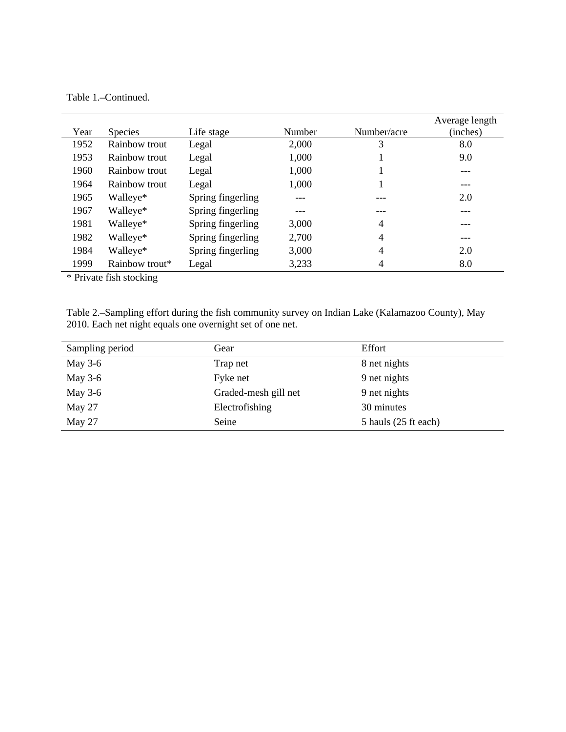Table 1.–Continued.

| Year | Species | Life stage | Number | Number/acre | Average length (inches) |
|---|---|---|---|---|---|
| 1952 | Rainbow trout | Legal | 2,000 | 3 | 8.0 |
| 1953 | Rainbow trout | Legal | 1,000 | 1 | 9.0 |
| 1960 | Rainbow trout | Legal | 1,000 | 1 | --- |
| 1964 | Rainbow trout | Legal | 1,000 | 1 | --- |
| 1965 | Walleye* | Spring fingerling | --- | --- | 2.0 |
| 1967 | Walleye* | Spring fingerling | --- | --- | --- |
| 1981 | Walleye* | Spring fingerling | 3,000 | 4 | --- |
| 1982 | Walleye* | Spring fingerling | 2,700 | 4 | --- |
| 1984 | Walleye* | Spring fingerling | 3,000 | 4 | 2.0 |
| 1999 | Rainbow trout* | Legal | 3,233 | 4 | 8.0 |

* Private fish stocking

Table 2.–Sampling effort during the fish community survey on Indian Lake (Kalamazoo County), May 2010. Each net night equals one overnight set of one net.

| Sampling period | Gear | Effort |
|---|---|---|
| May 3-6 | Trap net | 8 net nights |
| May 3-6 | Fyke net | 9 net nights |
| May 3-6 | Graded-mesh gill net | 9 net nights |
| May 27 | Electrofishing | 30 minutes |
| May 27 | Seine | 5 hauls (25 ft each) |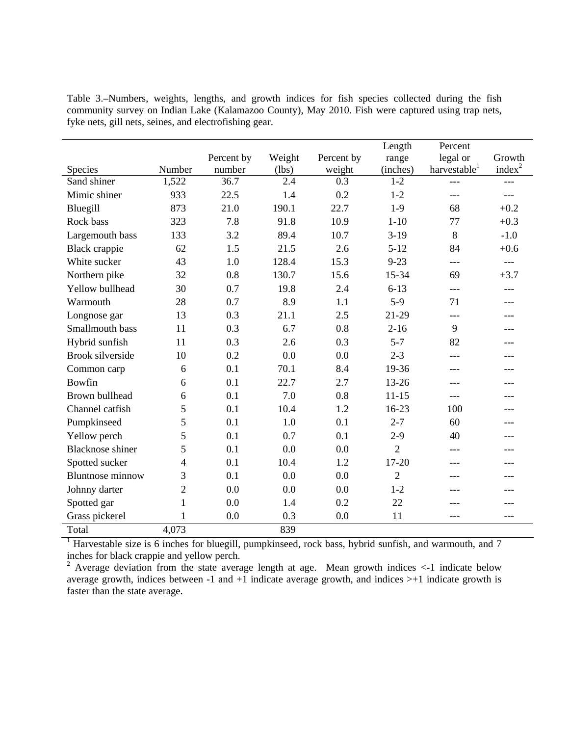Table 3.–Numbers, weights, lengths, and growth indices for fish species collected during the fish community survey on Indian Lake (Kalamazoo County), May 2010. Fish were captured using trap nets, fyke nets, gill nets, seines, and electrofishing gear.

| Species | Number | Percent by number | Weight (lbs) | Percent by weight | Length range (inches) | Percent legal or harvestable[1] | Growth index[2] |
|---|---|---|---|---|---|---|---|
| Sand shiner | 1,522 | 36.7 | 2.4 | 0.3 | 1-2 | --- | --- |
| Mimic shiner | 933 | 22.5 | 1.4 | 0.2 | 1-2 | --- | --- |
| Bluegill | 873 | 21.0 | 190.1 | 22.7 | 1-9 | 68 | +0.2 |
| Rock bass | 323 | 7.8 | 91.8 | 10.9 | 1-10 | 77 | +0.3 |
| Largemouth bass | 133 | 3.2 | 89.4 | 10.7 | 3-19 | 8 | -1.0 |
| Black crappie | 62 | 1.5 | 21.5 | 2.6 | 5-12 | 84 | +0.6 |
| White sucker | 43 | 1.0 | 128.4 | 15.3 | 9-23 | --- | --- |
| Northern pike | 32 | 0.8 | 130.7 | 15.6 | 15-34 | 69 | +3.7 |
| Yellow bullhead | 30 | 0.7 | 19.8 | 2.4 | 6-13 | --- | --- |
| Warmouth | 28 | 0.7 | 8.9 | 1.1 | 5-9 | 71 | --- |
| Longnose gar | 13 | 0.3 | 21.1 | 2.5 | 21-29 | --- | --- |
| Smallmouth bass | 11 | 0.3 | 6.7 | 0.8 | 2-16 | 9 | --- |
| Hybrid sunfish | 11 | 0.3 | 2.6 | 0.3 | 5-7 | 82 | --- |
| Brook silverside | 10 | 0.2 | 0.0 | 0.0 | 2-3 | --- | --- |
| Common carp | 6 | 0.1 | 70.1 | 8.4 | 19-36 | --- | --- |
| Bowfin | 6 | 0.1 | 22.7 | 2.7 | 13-26 | --- | --- |
| Brown bullhead | 6 | 0.1 | 7.0 | 0.8 | 11-15 | --- | --- |
| Channel catfish | 5 | 0.1 | 10.4 | 1.2 | 16-23 | 100 | --- |
| Pumpkinseed | 5 | 0.1 | 1.0 | 0.1 | 2-7 | 60 | --- |
| Yellow perch | 5 | 0.1 | 0.7 | 0.1 | 2-9 | 40 | --- |
| Blacknose shiner | 5 | 0.1 | 0.0 | 0.0 | 2 | --- | --- |
| Spotted sucker | 4 | 0.1 | 10.4 | 1.2 | 17-20 | --- | --- |
| Bluntnose minnow | 3 | 0.1 | 0.0 | 0.0 | 2 | --- | --- |
| Johnny darter | 2 | 0.0 | 0.0 | 0.0 | 1-2 | --- | --- |
| Spotted gar | 1 | 0.0 | 1.4 | 0.2 | 22 | --- | --- |
| Grass pickerel | 1 | 0.0 | 0.3 | 0.0 | 11 | --- | --- |
| Total | 4,073 | | 839 | | | | |

[1] Harvestable size is 6 inches for bluegill, pumpkinseed, rock bass, hybrid sunfish, and warmouth, and 7 inches for black crappie and yellow perch.

[2] Average deviation from the state average length at age. Mean growth indices <-1 indicate below average growth, indices between -1 and +1 indicate average growth, and indices >+1 indicate growth is faster than the state average.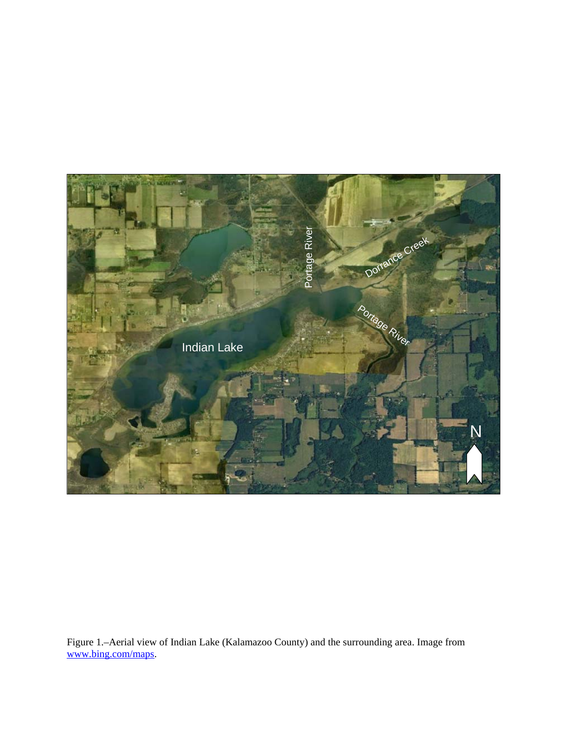Figure 1.–Aerial view of Indian Lake (Kalamazoo County) and the surrounding area. Image from [www.bing.com/maps](www.bing.com/maps).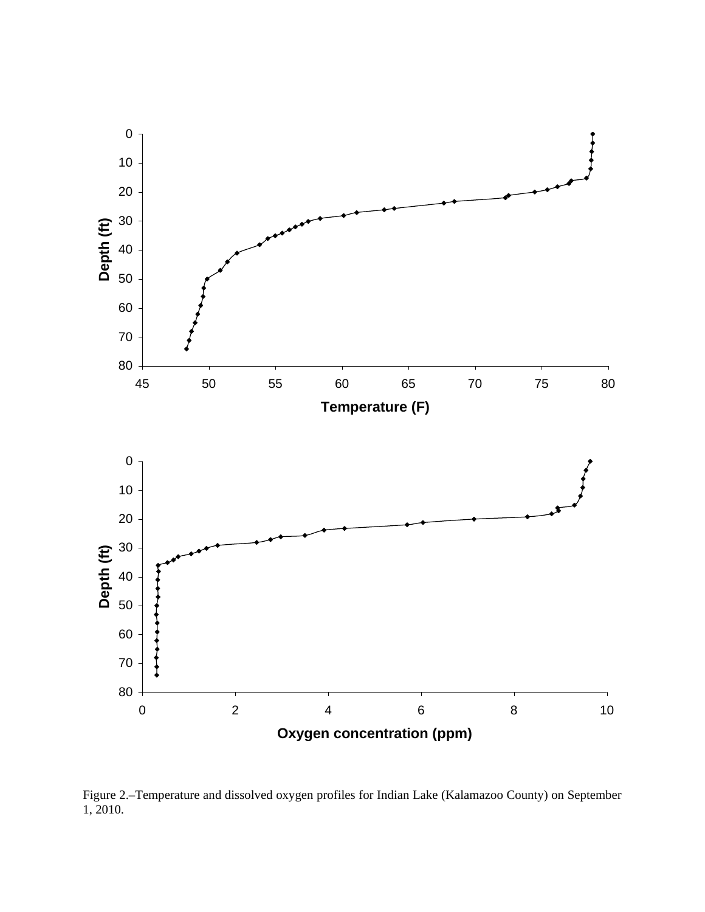Figure 2.–Temperature and dissolved oxygen profiles for Indian Lake (Kalamazoo County) on September 1, 2010.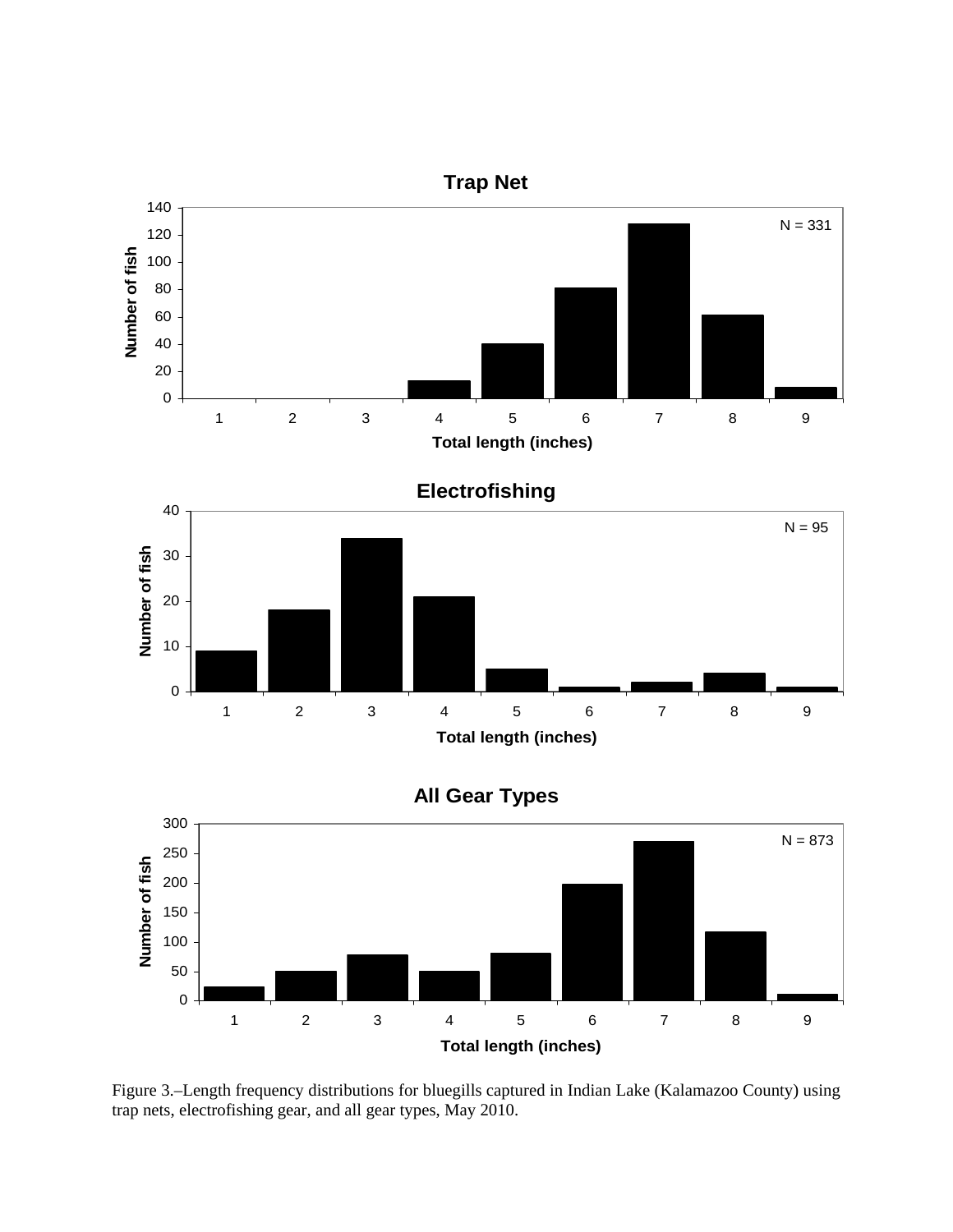Figure 3.–Length frequency distributions for bluegills captured in Indian Lake (Kalamazoo County) using trap nets, electrofishing gear, and all gear types, May 2010.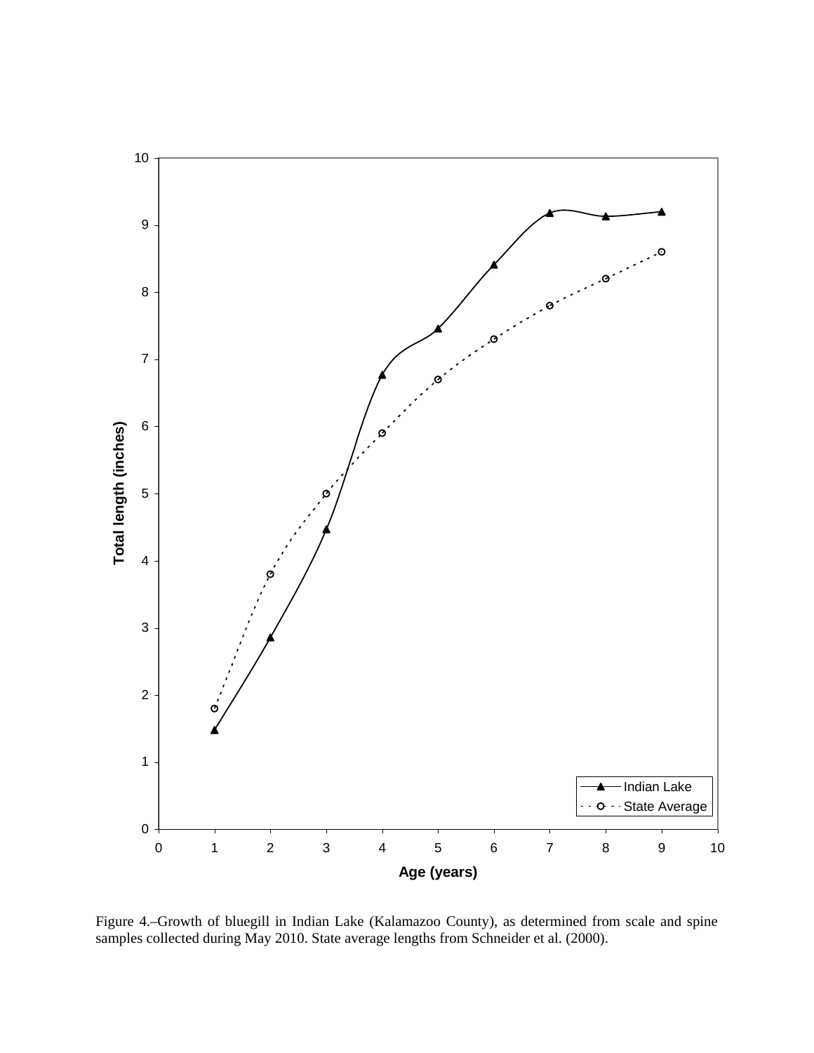Figure 4.–Growth of bluegill in Indian Lake (Kalamazoo County), as determined from scale and spine samples collected during May 2010. State average lengths from Schneider et al. (2000).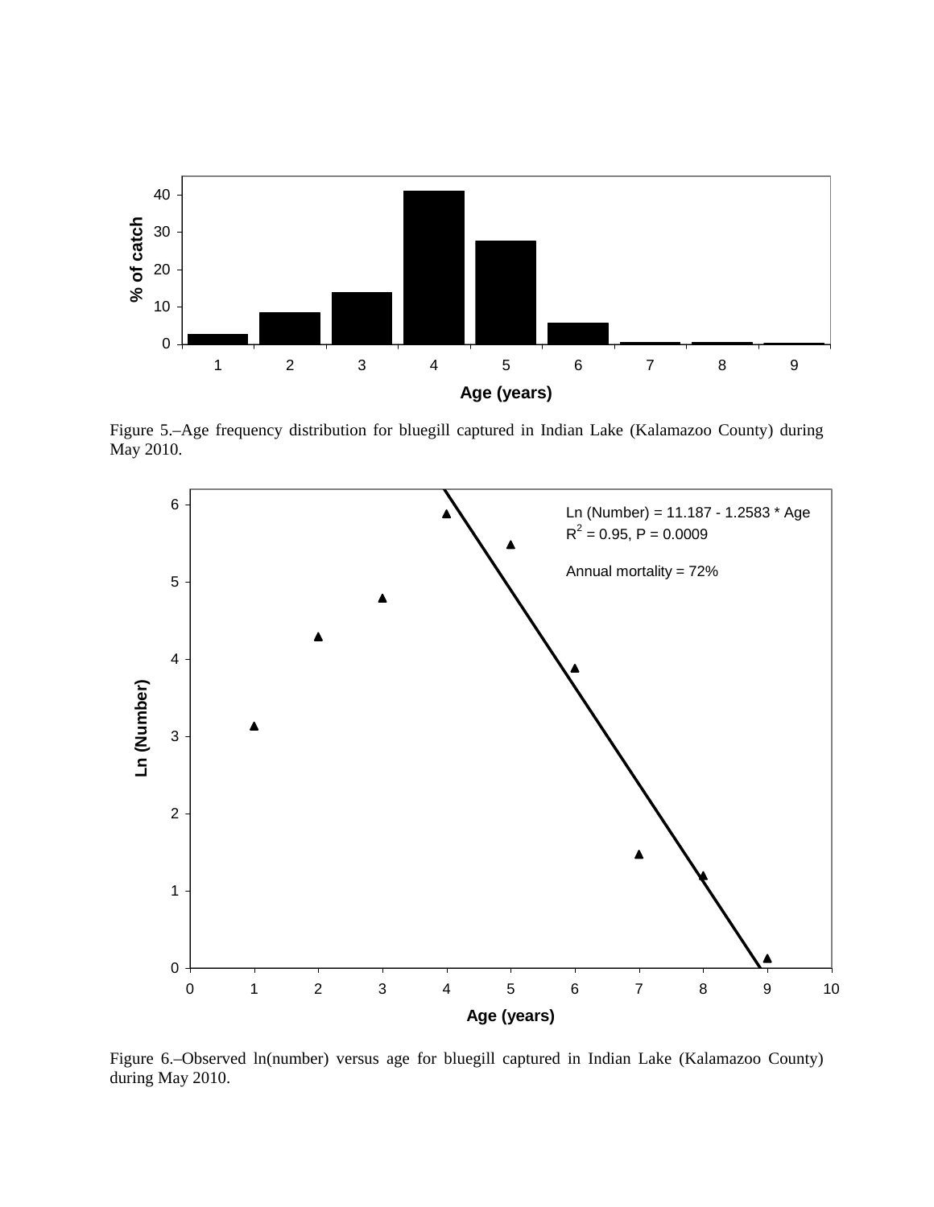Figure 5.–Age frequency distribution for bluegill captured in Indian Lake (Kalamazoo County) during May 2010.

Ln (Number) = 11.187 - 1.2583 * Age

$R^2 = 0.95$, P = 0.0009

Annual mortality = 72%

Figure 6.–Observed ln(number) versus age for bluegill captured in Indian Lake (Kalamazoo County) during May 2010.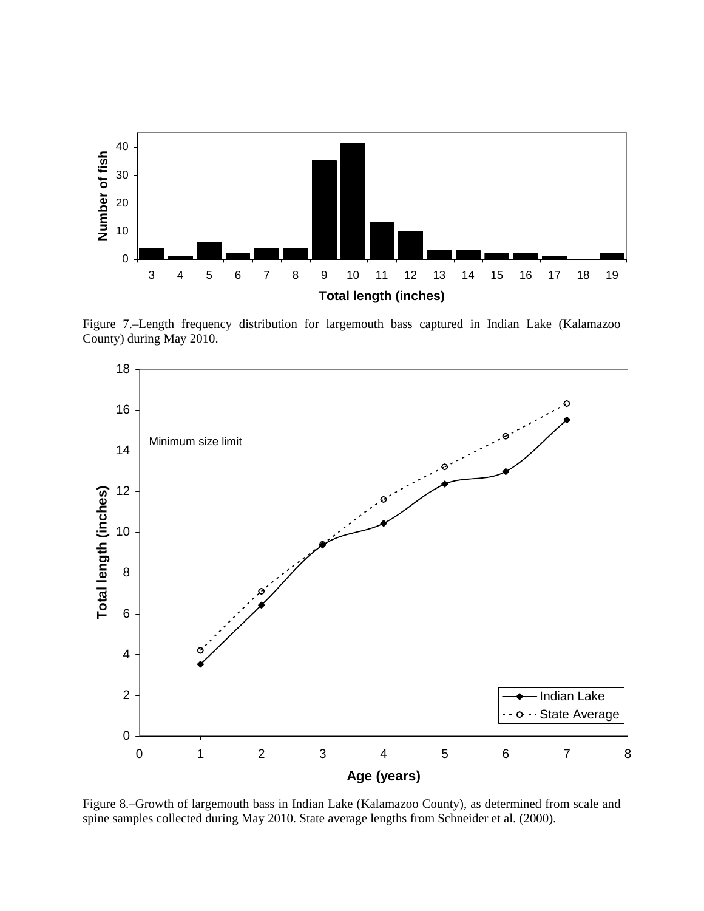Figure 7.–Length frequency distribution for largemouth bass captured in Indian Lake (Kalamazoo County) during May 2010.

Figure 8.–Growth of largemouth bass in Indian Lake (Kalamazoo County), as determined from scale and spine samples collected during May 2010. State average lengths from Schneider et al. (2000).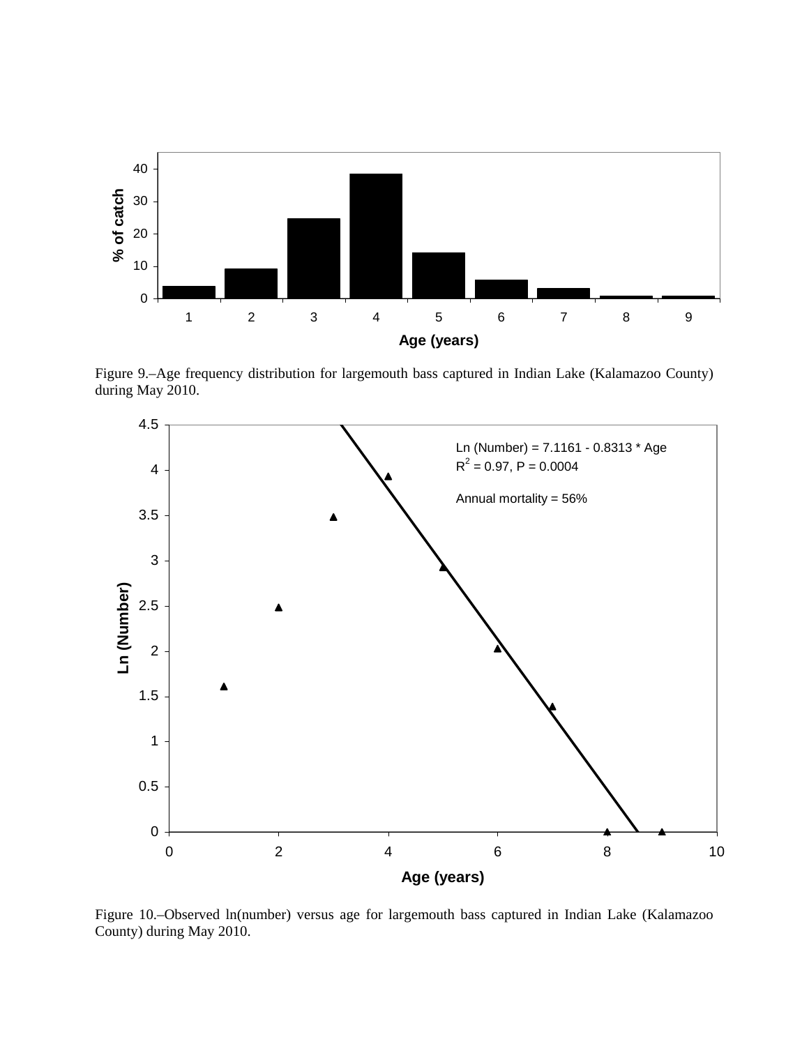Figure 9.–Age frequency distribution for largemouth bass captured in Indian Lake (Kalamazoo County) during May 2010.

Figure 10.–Observed ln(number) versus age for largemouth bass captured in Indian Lake (Kalamazoo County) during May 2010.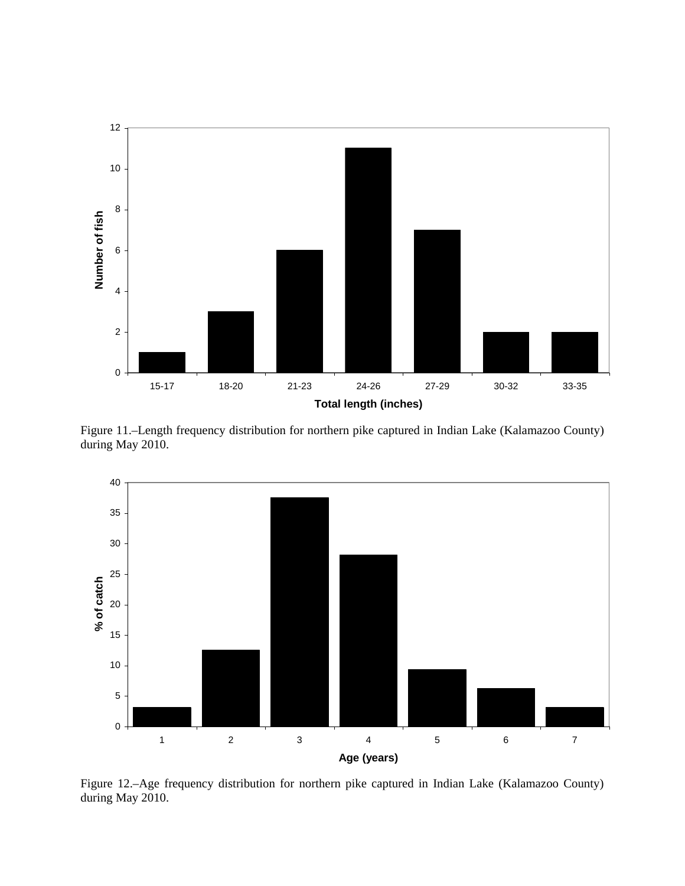Figure 11.–Length frequency distribution for northern pike captured in Indian Lake (Kalamazoo County) during May 2010.

Figure 12.–Age frequency distribution for northern pike captured in Indian Lake (Kalamazoo County) during May 2010.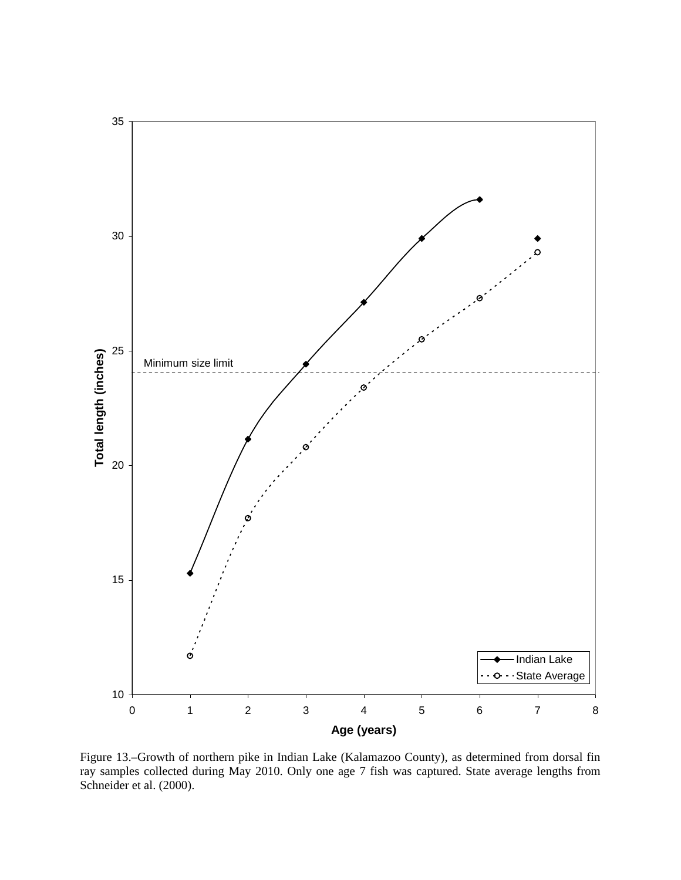Figure 13.–Growth of northern pike in Indian Lake (Kalamazoo County), as determined from dorsal fin ray samples collected during May 2010. Only one age 7 fish was captured. State average lengths from Schneider et al. (2000).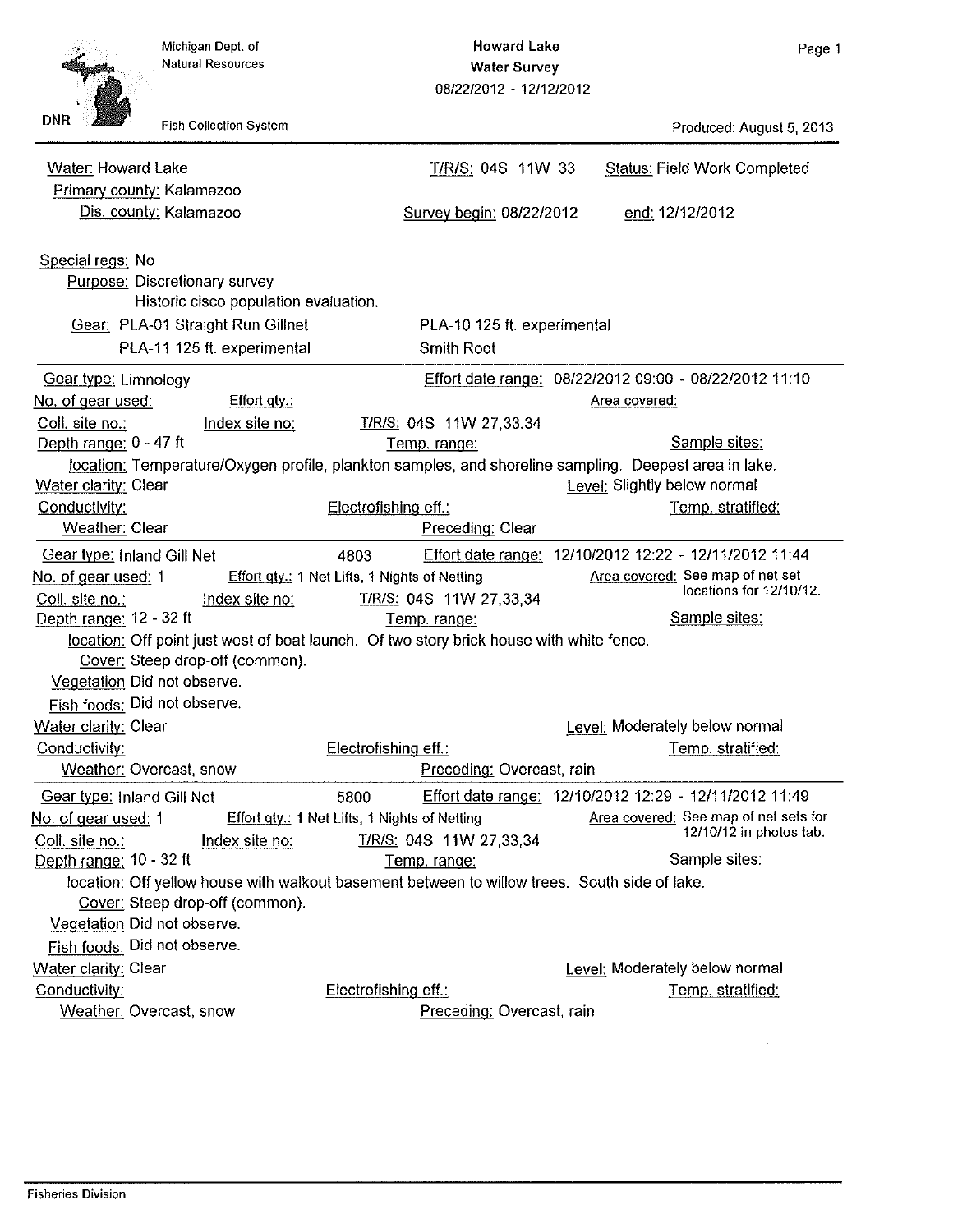Michigan Dept. of Natural Resources

DNR — Fish Collection System

**Howard Lake**
**Water Survey**
**08/22/2012 - 12/12/2012**

Produced: August 5, 2013

---

Water: Howard Lake — T/R/S: 04S 11W 33 — Status: Field Work Completed

Primary county: Kalamazoo

Dis. county: Kalamazoo — Survey begin: 08/22/2012 — end: 12/12/2012

Special regs: No

Purpose: Discretionary survey
Historic cisco population evaluation.

Gear: PLA-01 Straight Run Gillnet; PLA-10 125 ft. experimental; PLA-11 125 ft. experimental; Smith Root

---

Gear type: Limnology — Effort date range: 08/22/2012 09:00 - 08/22/2012 11:10

No. of gear used: — Effort qty.: — Area covered:

Coll. site no.: — Index site no: — T/R/S: 04S 11W 27,33.34

Depth range: 0 - 47 ft — Temp. range: — Sample sites:

location: Temperature/Oxygen profile, plankton samples, and shoreline sampling. Deepest area in lake.

Water clarity: Clear — Level: Slightly below normal

Conductivity: — Electrofishing eff.: — Temp. stratified:

Weather: Clear — Preceding: Clear

---

Gear type: Inland Gill Net — 4803 — Effort date range: 12/10/2012 12:22 - 12/11/2012 11:44

No. of gear used: 1 — Effort qty.: 1 Net Lifts, 1 Nights of Netting — Area covered: See map of net set locations for 12/10/12.

Coll. site no.: — Index site no: — T/R/S: 04S 11W 27,33,34

Depth range: 12 - 32 ft — Temp. range: — Sample sites:

location: Off point just west of boat launch. Of two story brick house with white fence.

Cover: Steep drop-off (common).

Vegetation Did not observe.

Fish foods: Did not observe.

Water clarity: Clear — Level: Moderately below normal

Conductivity: — Electrofishing eff.: — Temp. stratified:

Weather: Overcast, snow — Preceding: Overcast, rain

---

Gear type: Inland Gill Net — 5800 — Effort date range: 12/10/2012 12:29 - 12/11/2012 11:49

No. of gear used: 1 — Effort qty.: 1 Net Lifts, 1 Nights of Netting — Area covered: See map of net sets for 12/10/12 in photos tab.

Coll. site no.: — Index site no: — T/R/S: 04S 11W 27,33,34

Depth range: 10 - 32 ft — Temp. range: — Sample sites:

location: Off yellow house with walkout basement between to willow trees. South side of lake.

Cover: Steep drop-off (common).

Vegetation Did not observe.

Fish foods: Did not observe.

Water clarity: Clear — Level: Moderately below normal

Conductivity: — Electrofishing eff.: — Temp. stratified:

Weather: Overcast, snow — Preceding: Overcast, rain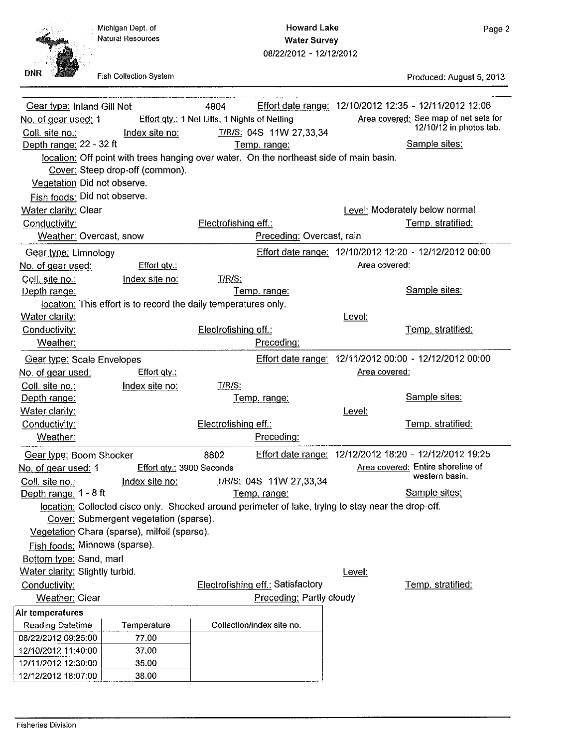**Howard Lake**
**Water Survey**
08/22/2012 - 12/12/2012

---

**Gear type:** Inland Gill Net 4804 **Effort date range:** 12/10/2012 12:35 - 12/11/2012 12:06
**No. of gear used:** 1 **Effort qty.:** 1 Net Lifts, 1 Nights of Netting **Area covered:** See map of net sets for 12/10/12 in photos tab.
**Coll. site no.:** **Index site no:** **T/R/S:** 04S 11W 27,33,34
**Depth range:** 22 - 32 ft **Temp. range:** **Sample sites:**
**location:** Off point with trees hanging over water. On the northeast side of main basin.
**Cover:** Steep drop-off (common).
**Vegetation** Did not observe.
**Fish foods:** Did not observe.
**Water clarity:** Clear **Level:** Moderately below normal
**Conductivity:** **Electrofishing eff.:** **Temp. stratified:**
**Weather:** Overcast, snow **Preceding:** Overcast, rain

---

**Gear type:** Limnology **Effort date range:** 12/10/2012 12:20 - 12/12/2012 00:00
**No. of gear used:** **Effort qty.:** **Area covered:**
**Coll. site no.:** **Index site no:** **T/R/S:**
**Depth range:** **Temp. range:** **Sample sites:**
**location:** This effort is to record the daily temperatures only.
**Water clarity:** **Level:**
**Conductivity:** **Electrofishing eff.:** **Temp. stratified:**
**Weather:** **Preceding:**

---

**Gear type:** Scale Envelopes **Effort date range:** 12/11/2012 00:00 - 12/12/2012 00:00
**No. of gear used:** **Effort qty.:** **Area covered:**
**Coll. site no.:** **Index site no:** **T/R/S:**
**Depth range:** **Temp. range:** **Sample sites:**
**Water clarity:** **Level:**
**Conductivity:** **Electrofishing eff.:** **Temp. stratified:**
**Weather:** **Preceding:**

---

**Gear type:** Boom Shocker 8802 **Effort date range:** 12/12/2012 18:20 - 12/12/2012 19:25
**No. of gear used:** 1 **Effort qty.:** 3900 Seconds **Area covered:** Entire shoreline of western basin.
**Coll. site no.:** **Index site no:** **T/R/S:** 04S 11W 27,33,34
**Depth range:** 1 - 8 ft **Temp. range:** **Sample sites:**
**location:** Collected cisco only. Shocked around perimeter of lake, trying to stay near the drop-off.
**Cover:** Submergent vegetation (sparse).
**Vegetation** Chara (sparse), milfoil (sparse).
**Fish foods:** Minnows (sparse).
**Bottom type:** Sand, marl
**Water clarity:** Slightly turbid. **Level:**
**Conductivity:** **Electrofishing eff.:** Satisfactory **Temp. stratified:**
**Weather:** Clear **Preceding:** Partly cloudy

**Air temperatures**

| Reading Datetime | Temperature | Collection/index site no. |
|---|---|---|
| 08/22/2012 09:25:00 | 77.00 | |
| 12/10/2012 11:40:00 | 37.00 | |
| 12/11/2012 12:30:00 | 35.00 | |
| 12/12/2012 18:07:00 | 38.00 | |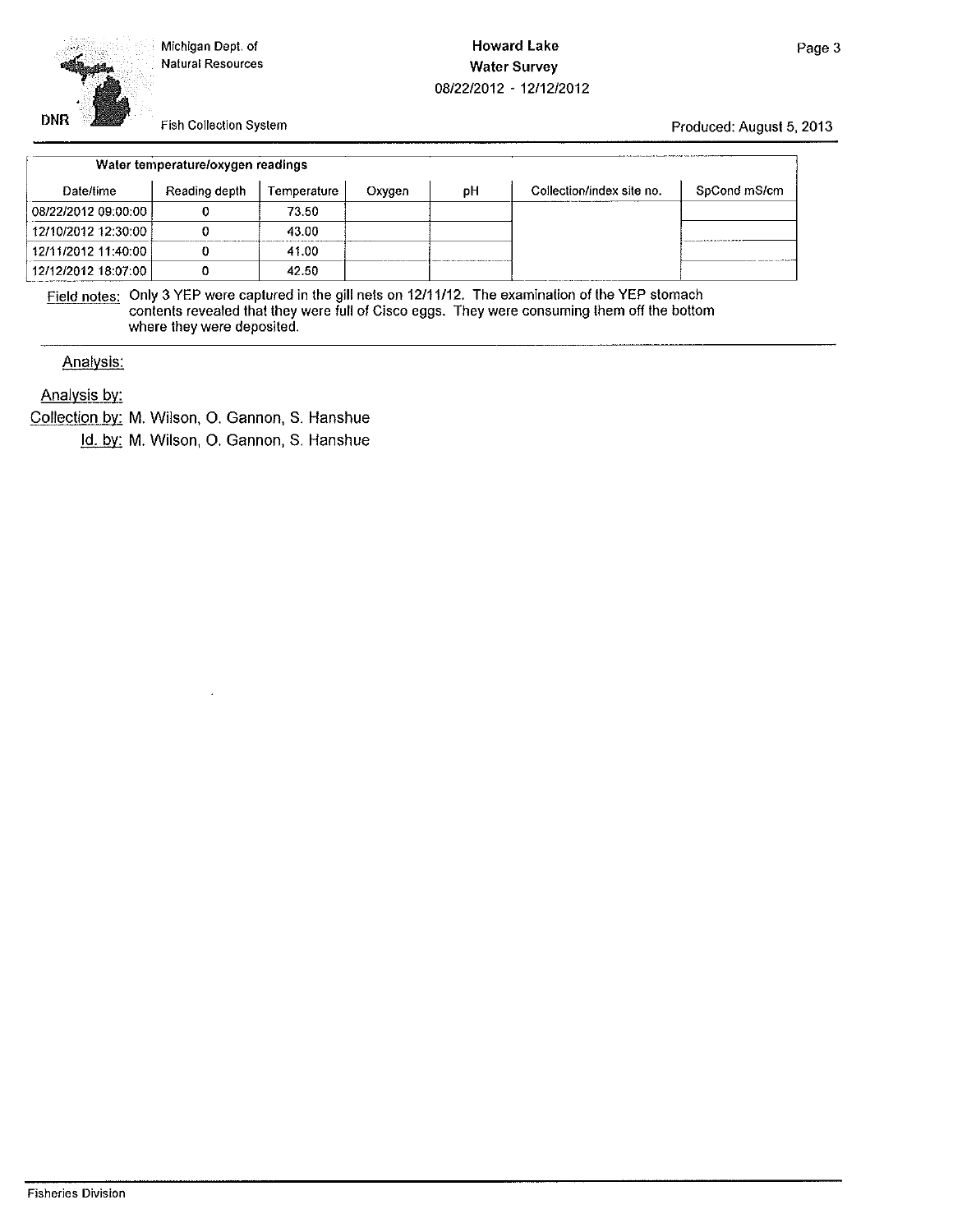### Water temperature/oxygen readings

| Date/time | Reading depth | Temperature | Oxygen | pH | Collection/index site no. | SpCond mS/cm |
|---|---|---|---|---|---|---|
| 08/22/2012 09:00:00 | 0 | 73.50 | | | | |
| 12/10/2012 12:30:00 | 0 | 43.00 | | | | |
| 12/11/2012 11:40:00 | 0 | 41.00 | | | | |
| 12/12/2012 18:07:00 | 0 | 42.50 | | | | |

Field notes: Only 3 YEP were captured in the gill nets on 12/11/12. The examination of the YEP stomach contents revealed that they were full of Cisco eggs. They were consuming them off the bottom where they were deposited.

Analysis:

Analysis by:

Collection by: M. Wilson, O. Gannon, S. Hanshue

Id. by: M. Wilson, O. Gannon, S. Hanshue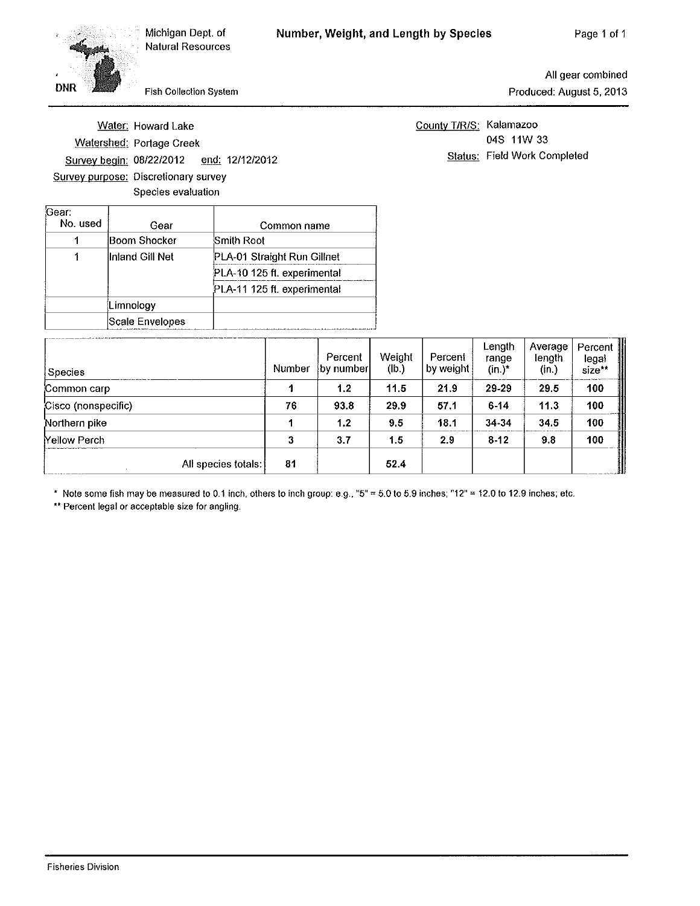Michigan Dept. of Natural Resources

Fish Collection System

# Number, Weight, and Length by Species

All gear combined
Produced: August 5, 2013

Water: Howard Lake
Watershed: Portage Creek
Survey begin: 08/22/2012 end: 12/12/2012
Survey purpose: Discretionary survey
Species evaluation

County T/R/S: Kalamazoo
04S 11W 33
Status: Field Work Completed

| Gear: No. used | Gear | Common name |
|---|---|---|
| 1 | Boom Shocker | Smith Root |
| 1 | Inland Gill Net | PLA-01 Straight Run Gillnet |
| | | PLA-10 125 ft. experimental |
| | | PLA-11 125 ft. experimental |
| | Limnology | |
| | Scale Envelopes | |

| Species | Number | Percent by number | Weight (lb.) | Percent by weight | Length range (in.)* | Average length (in.) | Percent legal size** |
|---|---|---|---|---|---|---|---|
| Common carp | 1 | 1.2 | 11.5 | 21.9 | 29-29 | 29.5 | 100 |
| Cisco (nonspecific) | 76 | 93.8 | 29.9 | 57.1 | 6-14 | 11.3 | 100 |
| Northern pike | 1 | 1.2 | 9.5 | 18.1 | 34-34 | 34.5 | 100 |
| Yellow Perch | 3 | 3.7 | 1.5 | 2.9 | 8-12 | 9.8 | 100 |
| All species totals: | 81 | | 52.4 | | | | |

* Note some fish may be measured to 0.1 inch, others to inch group: e.g., "5" = 5.0 to 5.9 inches; "12" = 12.0 to 12.9 inches; etc.

** Percent legal or acceptable size for angling.

Fisheries Division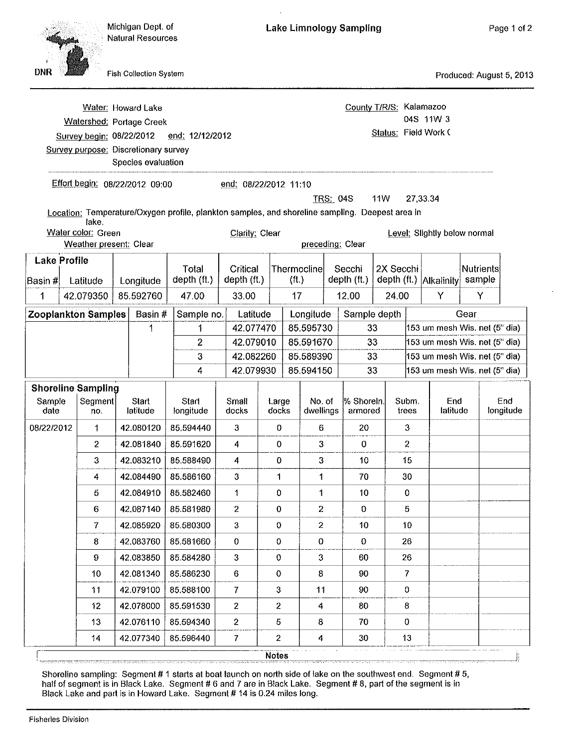Michigan Dept. of Natural Resources

Fish Collection System

# Lake Limnology Sampling

Produced: August 5, 2013

Water: Howard Lake

Watershed: Portage Creek

Survey begin: 08/22/2012 end: 12/12/2012

Survey purpose: Discretionary survey

Species evaluation

County T/R/S: Kalamazoo

04S 11W 3

Status: Field Work (

Effort begin: 08/22/2012 09:00 end: 08/22/2012 11:10

TRS: 04S 11W 27,33.34

Location: Temperature/Oxygen profile, plankton samples, and shoreline sampling. Deepest area in lake.

Water color: Green

Clarity: Clear

Level: Slightly below normal

Weather present: Clear

preceding: Clear

**Lake Profile**

| Basin # | Latitude | Longitude | Total depth (ft.) | Critical depth (ft.) | Thermocline (ft.) | Secchi depth (ft.) | 2X Secchi depth (ft.) | Alkalinity | Nutrients sample |
|---|---|---|---|---|---|---|---|---|---|
| 1 | 42.079350 | 85.592760 | 47.00 | 33.00 | 17 | 12.00 | 24.00 | Y | Y |

**Zooplankton Samples**

| Basin # | Sample no. | Latitude | Longitude | Sample depth | Gear |
|---|---|---|---|---|---|
| 1 | 1 | 42.077470 | 85.595730 | 33 | 153 um mesh Wis. net (5" dia) |
| | 2 | 42.079010 | 85.591670 | 33 | 153 um mesh Wis. net (5" dia) |
| | 3 | 42.082260 | 85.589390 | 33 | 153 um mesh Wis. net (5" dia) |
| | 4 | 42.079930 | 85.594150 | 33 | 153 um mesh Wis. net (5" dia) |

**Shoreline Sampling**

| Sample date | Segment no. | Start latitude | Start longitude | Small docks | Large docks | No. of dwellings | % Shoreln. armored | Subm. trees | End latitude | End longitude |
|---|---|---|---|---|---|---|---|---|---|---|
| 08/22/2012 | 1 | 42.080120 | 85.594440 | 3 | 0 | 6 | 20 | 3 | | |
| | 2 | 42.081840 | 85.591620 | 4 | 0 | 3 | 0 | 2 | | |
| | 3 | 42.083210 | 85.588490 | 4 | 0 | 3 | 10 | 15 | | |
| | 4 | 42.084490 | 85.586160 | 3 | 1 | 1 | 70 | 30 | | |
| | 5 | 42.084910 | 85.582460 | 1 | 0 | 1 | 10 | 0 | | |
| | 6 | 42.087140 | 85.581980 | 2 | 0 | 2 | 0 | 5 | | |
| | 7 | 42.085920 | 85.580300 | 3 | 0 | 2 | 10 | 10 | | |
| | 8 | 42.083760 | 85.581660 | 0 | 0 | 0 | 0 | 26 | | |
| | 9 | 42.083850 | 85.584280 | 3 | 0 | 3 | 60 | 26 | | |
| | 10 | 42.081340 | 85.586230 | 6 | 0 | 8 | 90 | 7 | | |
| | 11 | 42.079100 | 85.588100 | 7 | 3 | 11 | 90 | 0 | | |
| | 12 | 42.078000 | 85.591530 | 2 | 2 | 4 | 80 | 8 | | |
| | 13 | 42.076110 | 85.594340 | 2 | 5 | 8 | 70 | 0 | | |
| | 14 | 42.077340 | 85.596440 | 7 | 2 | 4 | 30 | 13 | | |

**Notes**

Shoreline sampling: Segment # 1 starts at boat launch on north side of lake on the southwest end. Segment # 5, half of segment is in Black Lake. Segment # 6 and 7 are in Black Lake. Segment # 8, part of the segment is in Black Lake and part is in Howard Lake. Segment # 14 is 0.24 miles long.

Fisheries Division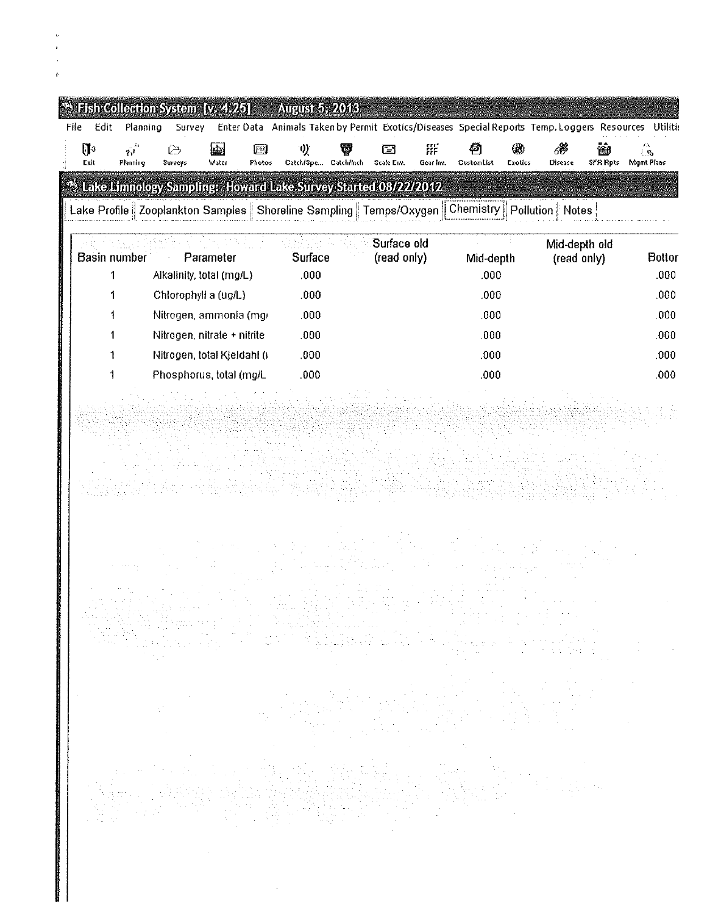Fish Collection System [v. 4.25] August 5, 2013

File Edit Planning Survey Enter Data Animals Taken by Permit Exotics/Diseases Special Reports Temp. Loggers Resources Utiliti

Exit Planning Surveys Water Photos Catch/Spe... Catch/Inch Scale Env. Gear Inv. CustomList Exotics Disease SFR Rpts Mgmt Plans

Lake Limnology Sampling: Howard Lake Survey Started 08/22/2012

Lake Profile | Zooplankton Samples | Shoreline Sampling | Temps/Oxygen | Chemistry | Pollution | Notes

| Basin number | Parameter | Surface | Surface old (read only) | Mid-depth | Mid-depth old (read only) | Bottor |
|---|---|---|---|---|---|---|
| 1 | Alkalinity, total (mg/L) | .000 | | .000 | | .000 |
| 1 | Chlorophyll a (ug/L) | .000 | | .000 | | .000 |
| 1 | Nitrogen, ammonia (mg/ | .000 | | .000 | | .000 |
| 1 | Nitrogen, nitrate + nitrite | .000 | | .000 | | .000 |
| 1 | Nitrogen, total Kjeldahl (i | .000 | | .000 | | .000 |
| 1 | Phosphorus, total (mg/L | .000 | | .000 | | .000 |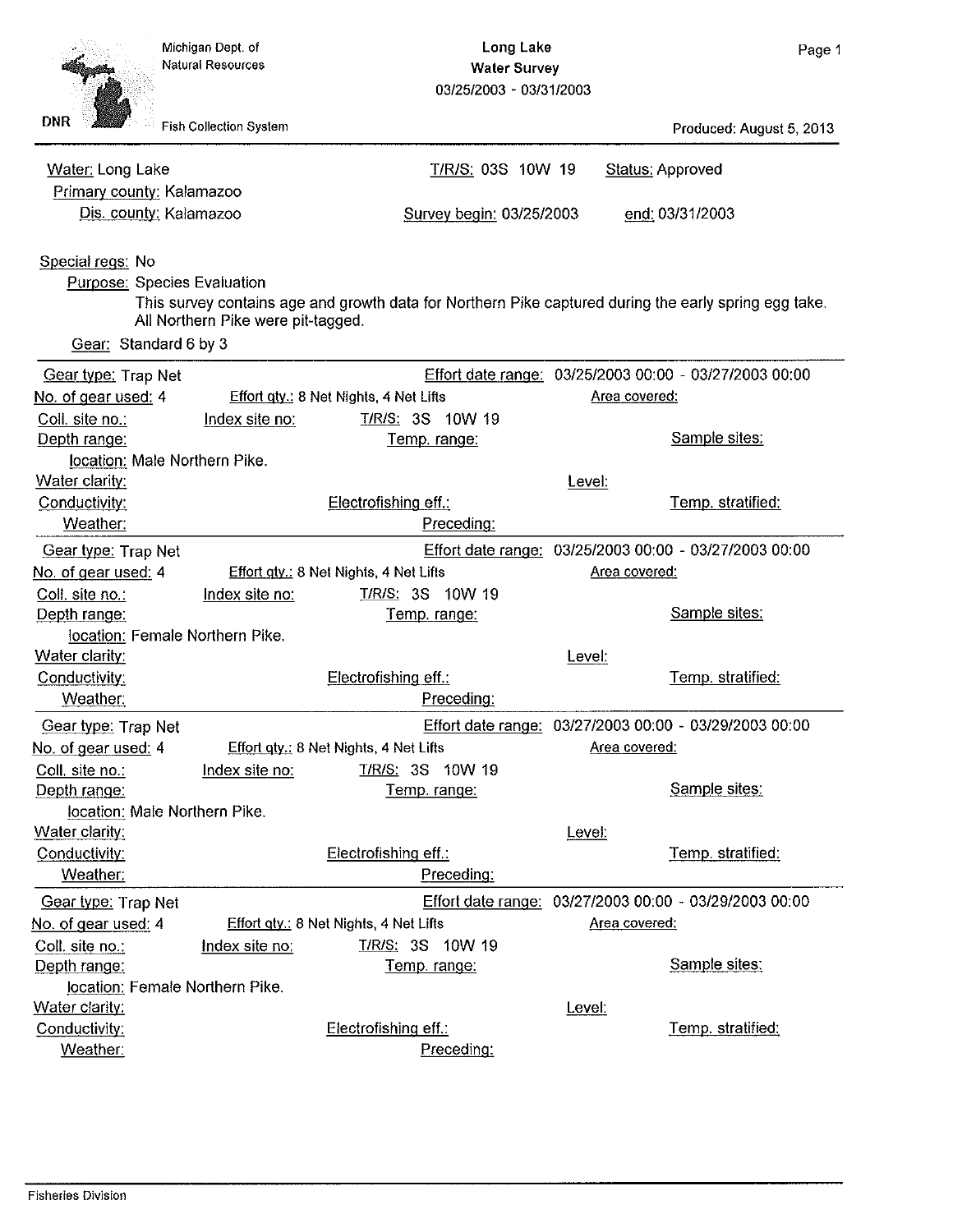Michigan Dept. of Natural Resources

DNR — Fish Collection System

# Long Lake
## Water Survey
03/25/2003 - 03/31/2003

Produced: August 5, 2013

Water: Long Lake — T/R/S: 03S 10W 19 — Status: Approved

Primary county: Kalamazoo

Dis. county: Kalamazoo — Survey begin: 03/25/2003 — end: 03/31/2003

Special regs: No

Purpose: Species Evaluation

This survey contains age and growth data for Northern Pike captured during the early spring egg take. All Northern Pike were pit-tagged.

Gear: Standard 6 by 3

---

Gear type: Trap Net — Effort date range: 03/25/2003 00:00 - 03/27/2003 00:00

No. of gear used: 4 — Effort qty.: 8 Net Nights, 4 Net Lifts — Area covered:

Coll. site no.: — Index site no: — T/R/S: 3S 10W 19

Depth range: — Temp. range: — Sample sites:

location: Male Northern Pike.

Water clarity: — Level:

Conductivity: — Electrofishing eff.: — Temp. stratified:

Weather: — Preceding:

---

Gear type: Trap Net — Effort date range: 03/25/2003 00:00 - 03/27/2003 00:00

No. of gear used: 4 — Effort qty.: 8 Net Nights, 4 Net Lifts — Area covered:

Coll. site no.: — Index site no: — T/R/S: 3S 10W 19

Depth range: — Temp. range: — Sample sites:

location: Female Northern Pike.

Water clarity: — Level:

Conductivity: — Electrofishing eff.: — Temp. stratified:

Weather: — Preceding:

---

Gear type: Trap Net — Effort date range: 03/27/2003 00:00 - 03/29/2003 00:00

No. of gear used: 4 — Effort qty.: 8 Net Nights, 4 Net Lifts — Area covered:

Coll. site no.: — Index site no: — T/R/S: 3S 10W 19

Depth range: — Temp. range: — Sample sites:

location: Male Northern Pike.

Water clarity: — Level:

Conductivity: — Electrofishing eff.: — Temp. stratified:

Weather: — Preceding:

---

Gear type: Trap Net — Effort date range: 03/27/2003 00:00 - 03/29/2003 00:00

No. of gear used: 4 — Effort qty.: 8 Net Nights, 4 Net Lifts — Area covered:

Coll. site no.: — Index site no: — T/R/S: 3S 10W 19

Depth range: — Temp. range: — Sample sites:

location: Female Northern Pike.

Water clarity: — Level:

Conductivity: — Electrofishing eff.: — Temp. stratified:

Weather: — Preceding:

Fisheries Division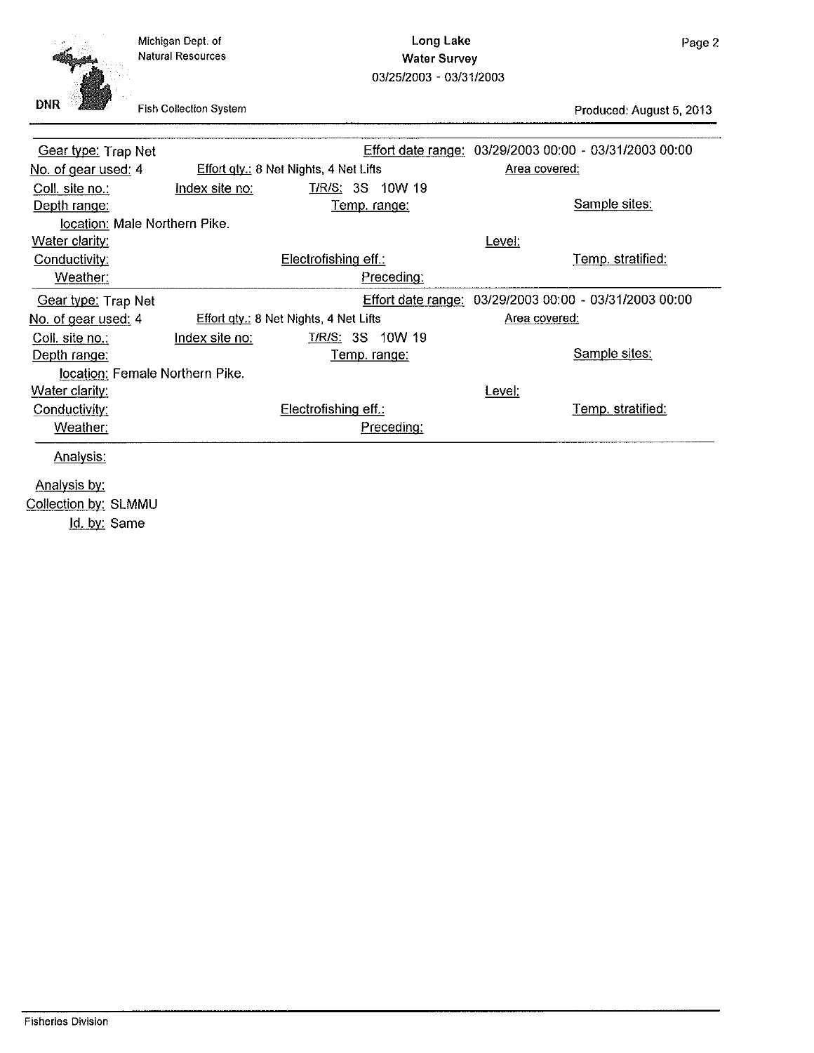Michigan Dept. of Natural Resources

**Long Lake**
**Water Survey**
03/25/2003 - 03/31/2003

Fish Collection System

Produced: August 5, 2013

---

Gear type: Trap Net    Effort date range: 03/29/2003 00:00 - 03/31/2003 00:00

No. of gear used: 4    Effort qty.: 8 Net Nights, 4 Net Lifts    Area covered:

Coll. site no.:    Index site no:    T/R/S: 3S 10W 19

Depth range:    Temp. range:    Sample sites:

location: Male Northern Pike.

Water clarity:    Level:

Conductivity:    Electrofishing eff.:    Temp. stratified:

Weather:    Preceding:

---

Gear type: Trap Net    Effort date range: 03/29/2003 00:00 - 03/31/2003 00:00

No. of gear used: 4    Effort qty.: 8 Net Nights, 4 Net Lifts    Area covered:

Coll. site no.:    Index site no:    T/R/S: 3S 10W 19

Depth range:    Temp. range:    Sample sites:

location: Female Northern Pike.

Water clarity:    Level:

Conductivity:    Electrofishing eff.:    Temp. stratified:

Weather:    Preceding:

---

Analysis:

Analysis by:
Collection by: SLMMU
Id. by: Same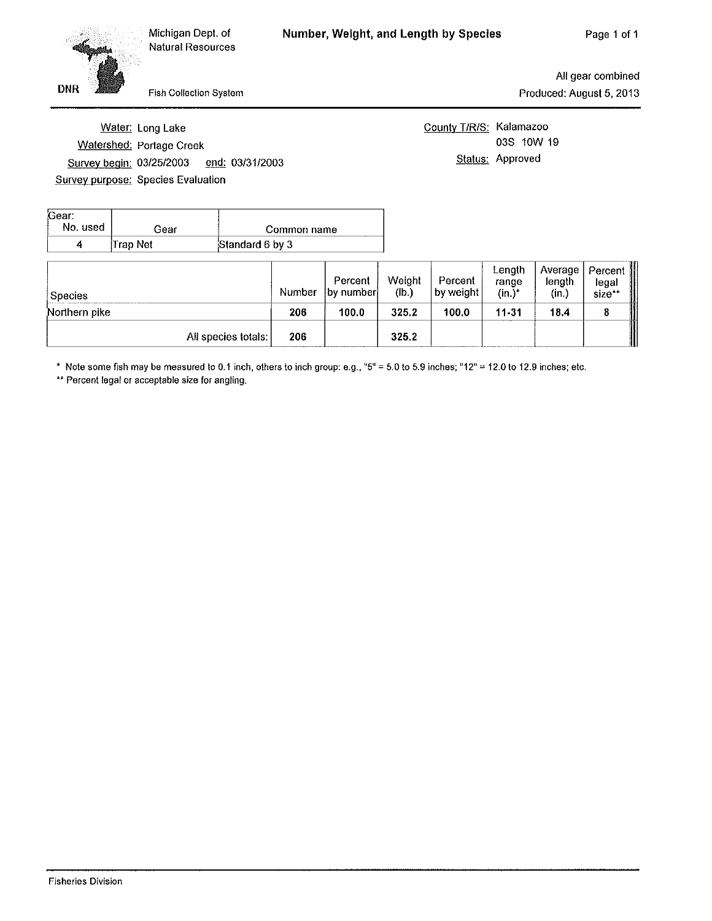Michigan Dept. of Natural Resources

DNR

Fish Collection System

# Number, Weight, and Length by Species

All gear combined
Produced: August 5, 2013

Water: Long Lake
Watershed: Portage Creek
Survey begin: 03/25/2003 end: 03/31/2003
Survey purpose: Species Evaluation

County T/R/S: Kalamazoo
03S 10W 19
Status: Approved

| Gear: No. used | Gear | Common name |
|---|---|---|
| 4 | Trap Net | Standard 6 by 3 |

| Species | Number | Percent by number | Weight (lb.) | Percent by weight | Length range (in.)* | Average length (in.) | Percent legal size** |
|---|---|---|---|---|---|---|---|
| Northern pike | 206 | 100.0 | 325.2 | 100.0 | 11-31 | 18.4 | 8 |
| All species totals: | 206 | | 325.2 | | | | |

\* Note some fish may be measured to 0.1 inch, others to inch group: e.g., "5" = 5.0 to 5.9 inches; "12" = 12.0 to 12.9 inches; etc.

** Percent legal or acceptable size for angling.

Fisheries Division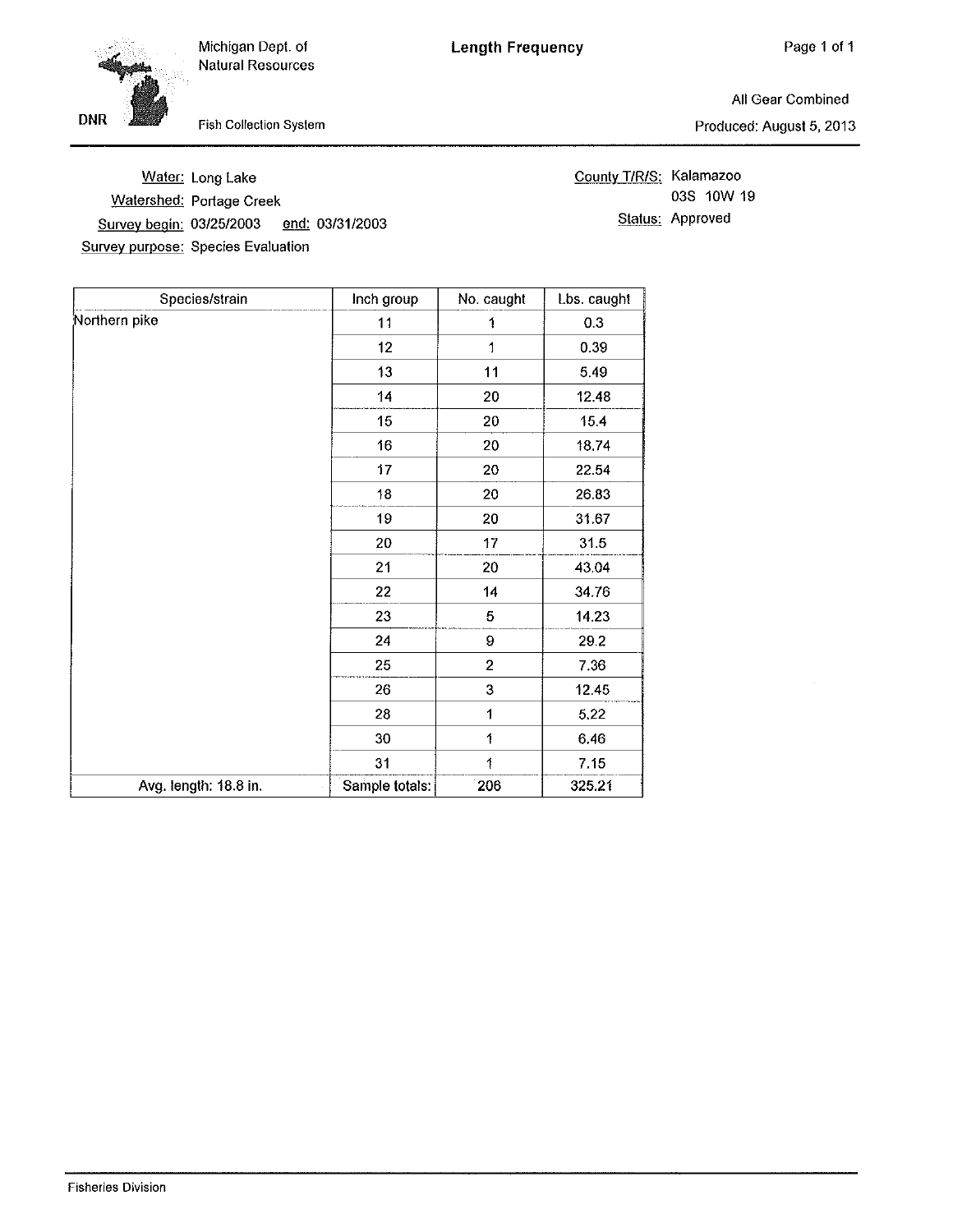Michigan Dept. of Natural Resources

Fish Collection System

# Length Frequency

All Gear Combined

Produced: August 5, 2013

**Water:** Long Lake
**Watershed:** Portage Creek
**Survey begin:** 03/25/2003 **end:** 03/31/2003
**Survey purpose:** Species Evaluation

**County T/R/S:** Kalamazoo
03S 10W 19
**Status:** Approved

| Species/strain | Inch group | No. caught | Lbs. caught |
|---|---|---|---|
| Northern pike | 11 | 1 | 0.3 |
| | 12 | 1 | 0.39 |
| | 13 | 11 | 5.49 |
| | 14 | 20 | 12.48 |
| | 15 | 20 | 15.4 |
| | 16 | 20 | 18.74 |
| | 17 | 20 | 22.54 |
| | 18 | 20 | 26.83 |
| | 19 | 20 | 31.67 |
| | 20 | 17 | 31.5 |
| | 21 | 20 | 43.04 |
| | 22 | 14 | 34.76 |
| | 23 | 5 | 14.23 |
| | 24 | 9 | 29.2 |
| | 25 | 2 | 7.36 |
| | 26 | 3 | 12.45 |
| | 28 | 1 | 5.22 |
| | 30 | 1 | 6.46 |
| | 31 | 1 | 7.15 |
| Avg. length: 18.8 in. | Sample totals: | 206 | 325.21 |

Fisheries Division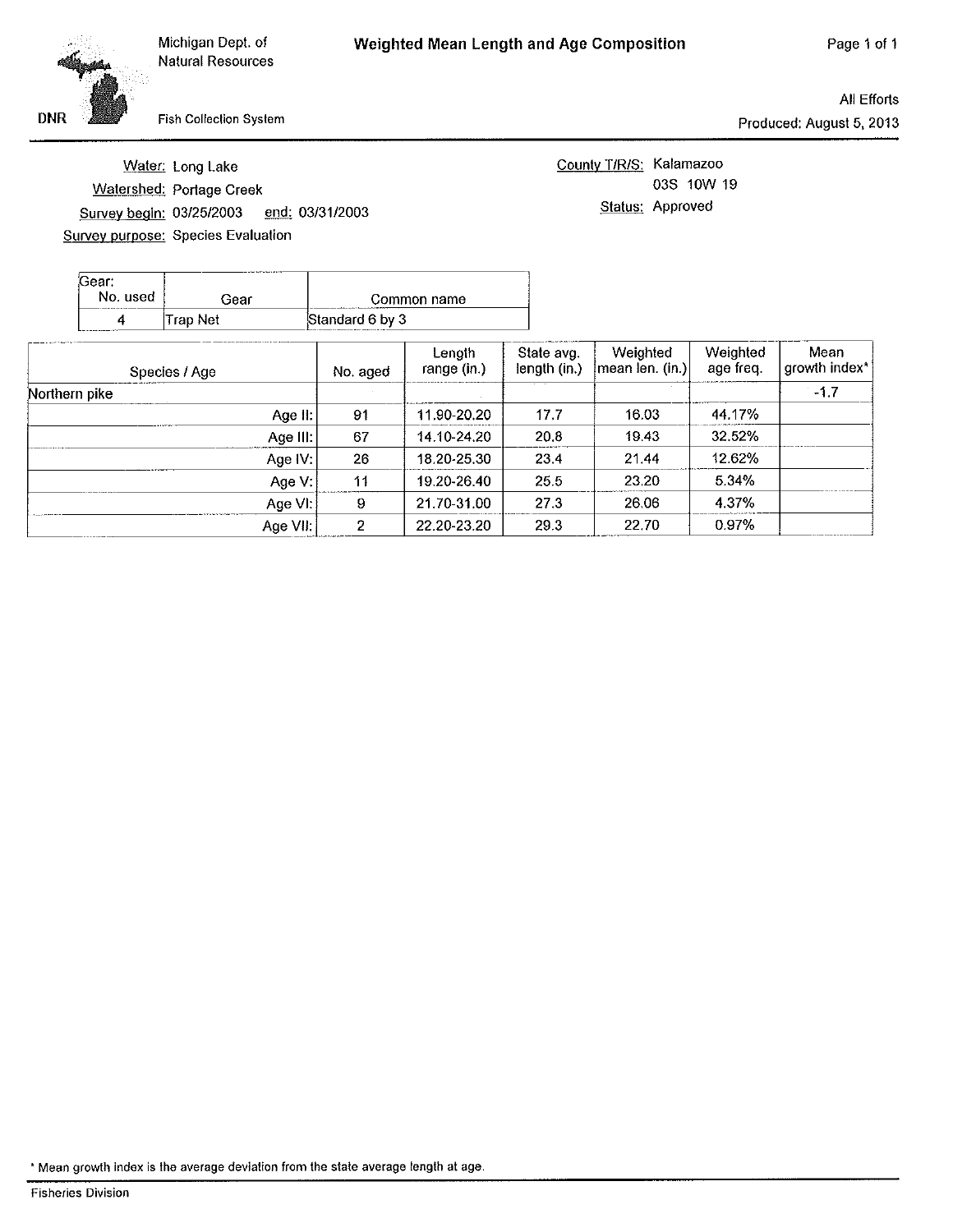Michigan Dept. of Natural Resources

DNR — Fish Collection System

# Weighted Mean Length and Age Composition

All Efforts

Produced: August 5, 2013

**Water:** Long Lake

**Watershed:** Portage Creek

**Survey begin:** 03/25/2003 **end:** 03/31/2003

**Survey purpose:** Species Evaluation

**County T/R/S:** Kalamazoo 03S 10W 19

**Status:** Approved

| Gear: No. used | Gear | Common name |
|---|---|---|
| 4 | Trap Net | Standard 6 by 3 |

| Species / Age | No. aged | Length range (in.) | State avg. length (in.) | Weighted mean len. (in.) | Weighted age freq. | Mean growth index* |
|---|---|---|---|---|---|---|
| Northern pike | | | | | | -1.7 |
| Age II: | 91 | 11.90-20.20 | 17.7 | 16.03 | 44.17% | |
| Age III: | 67 | 14.10-24.20 | 20.8 | 19.43 | 32.52% | |
| Age IV: | 26 | 18.20-25.30 | 23.4 | 21.44 | 12.62% | |
| Age V: | 11 | 19.20-26.40 | 25.5 | 23.20 | 5.34% | |
| Age VI: | 9 | 21.70-31.00 | 27.3 | 26.06 | 4.37% | |
| Age VII: | 2 | 22.20-23.20 | 29.3 | 22.70 | 0.97% | |

\* Mean growth index is the average deviation from the state average length at age.

Fisheries Division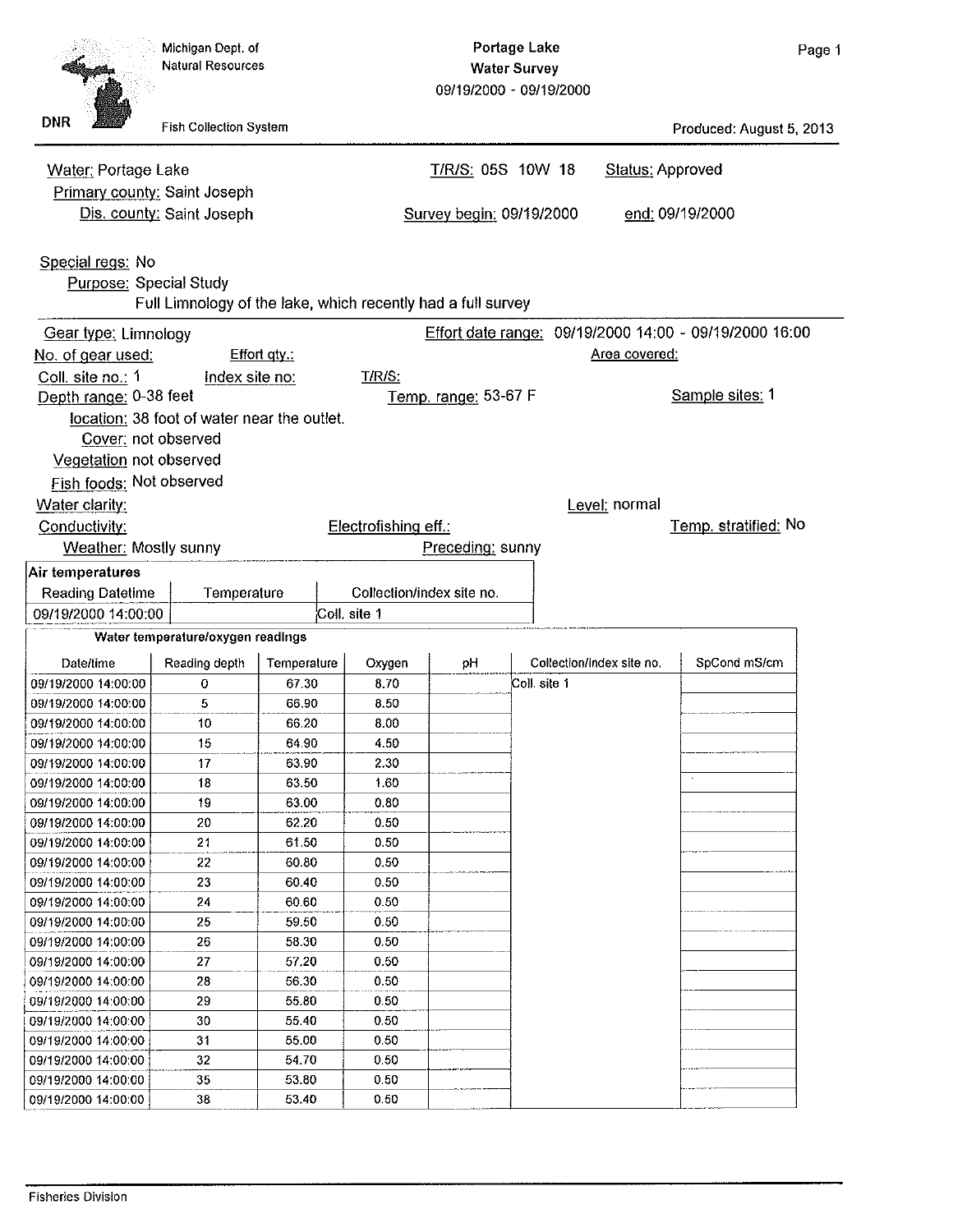Michigan Dept. of Natural Resources

DNR

Fish Collection System

# Portage Lake Water Survey

09/19/2000 - 09/19/2000

Produced: August 5, 2013

Water: Portage Lake  
Primary county: Saint Joseph  
Dis. county: Saint Joseph

T/R/S: 05S 10W 18  
Status: Approved  
Survey begin: 09/19/2000  
end: 09/19/2000

Special regs: No  
Purpose: Special Study  
Full Limnology of the lake, which recently had a full survey

Gear type: Limnology  
Effort date range: 09/19/2000 14:00 - 09/19/2000 16:00  
No. of gear used:  
Effort qty.:  
Area covered:  
Coll. site no.: 1  
Index site no:  
T/R/S:  
Depth range: 0-38 feet  
Temp. range: 53-67 F  
Sample sites: 1  
location: 38 foot of water near the outlet.  
Cover: not observed  
Vegetation not observed  
Fish foods: Not observed  
Water clarity:  
Level: normal  
Conductivity:  
Electrofishing eff.:  
Temp. stratified: No  
Weather: Mostly sunny  
Preceding: sunny

**Air temperatures**

| Reading Datetime | Temperature | Collection/index site no. |
|---|---|---|
| 09/19/2000 14:00:00 | | Coll. site 1 |

**Water temperature/oxygen readings**

| Date/time | Reading depth | Temperature | Oxygen | pH | Collection/index site no. | SpCond mS/cm |
|---|---|---|---|---|---|---|
| 09/19/2000 14:00:00 | 0 | 67.30 | 8.70 | | Coll. site 1 | |
| 09/19/2000 14:00:00 | 5 | 66.90 | 8.50 | | | |
| 09/19/2000 14:00:00 | 10 | 66.20 | 8.00 | | | |
| 09/19/2000 14:00:00 | 15 | 64.90 | 4.50 | | | |
| 09/19/2000 14:00:00 | 17 | 63.90 | 2.30 | | | |
| 09/19/2000 14:00:00 | 18 | 63.50 | 1.60 | | | |
| 09/19/2000 14:00:00 | 19 | 63.00 | 0.80 | | | |
| 09/19/2000 14:00:00 | 20 | 62.20 | 0.50 | | | |
| 09/19/2000 14:00:00 | 21 | 61.50 | 0.50 | | | |
| 09/19/2000 14:00:00 | 22 | 60.80 | 0.50 | | | |
| 09/19/2000 14:00:00 | 23 | 60.40 | 0.50 | | | |
| 09/19/2000 14:00:00 | 24 | 60.60 | 0.50 | | | |
| 09/19/2000 14:00:00 | 25 | 59.50 | 0.50 | | | |
| 09/19/2000 14:00:00 | 26 | 58.30 | 0.50 | | | |
| 09/19/2000 14:00:00 | 27 | 57.20 | 0.50 | | | |
| 09/19/2000 14:00:00 | 28 | 56.30 | 0.50 | | | |
| 09/19/2000 14:00:00 | 29 | 55.80 | 0.50 | | | |
| 09/19/2000 14:00:00 | 30 | 55.40 | 0.50 | | | |
| 09/19/2000 14:00:00 | 31 | 55.00 | 0.50 | | | |
| 09/19/2000 14:00:00 | 32 | 54.70 | 0.50 | | | |
| 09/19/2000 14:00:00 | 35 | 53.80 | 0.50 | | | |
| 09/19/2000 14:00:00 | 38 | 53.40 | 0.50 | | | |

Fisheries Division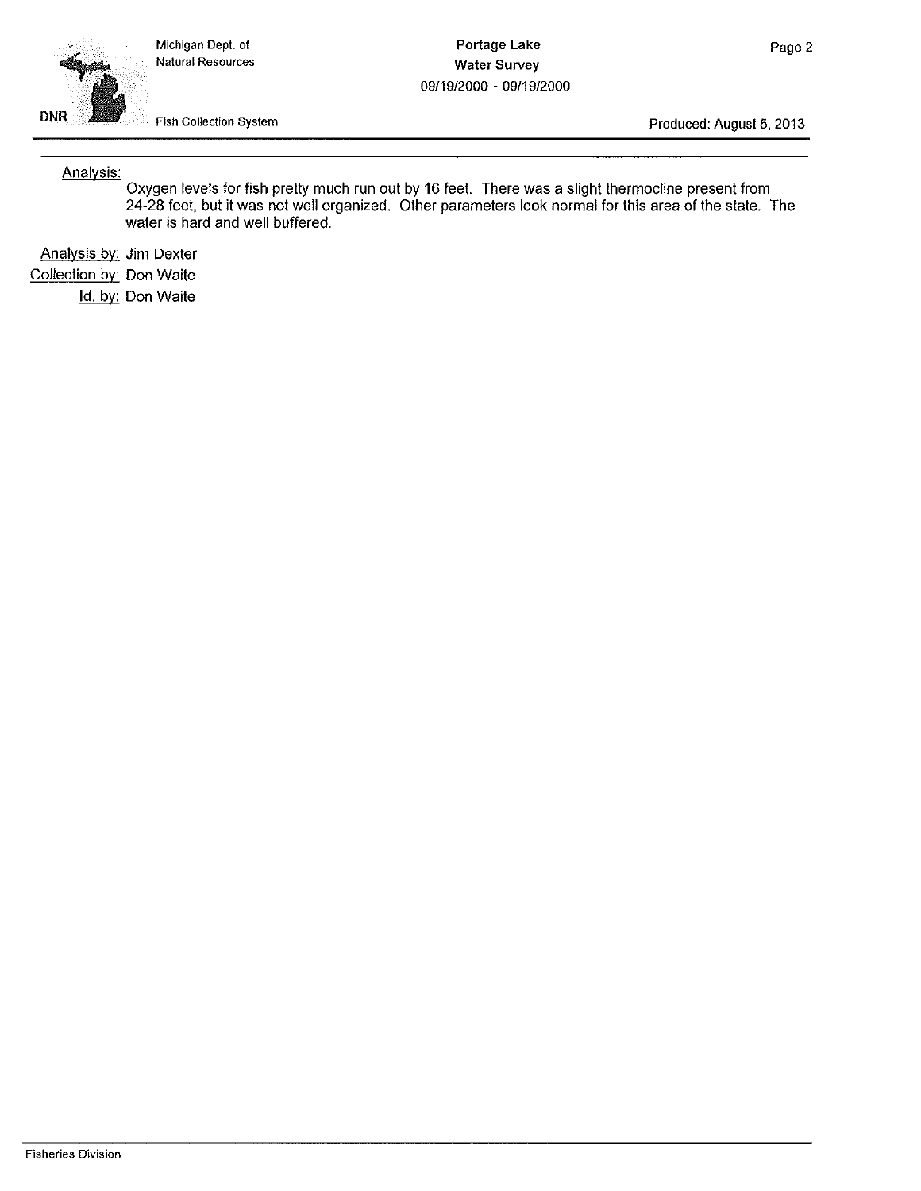Analysis:

Oxygen levels for fish pretty much run out by 16 feet. There was a slight thermocline present from 24-28 feet, but it was not well organized. Other parameters look normal for this area of the state. The water is hard and well buffered.

Analysis by: Jim Dexter

Collection by: Don Waite

Id. by: Don Waite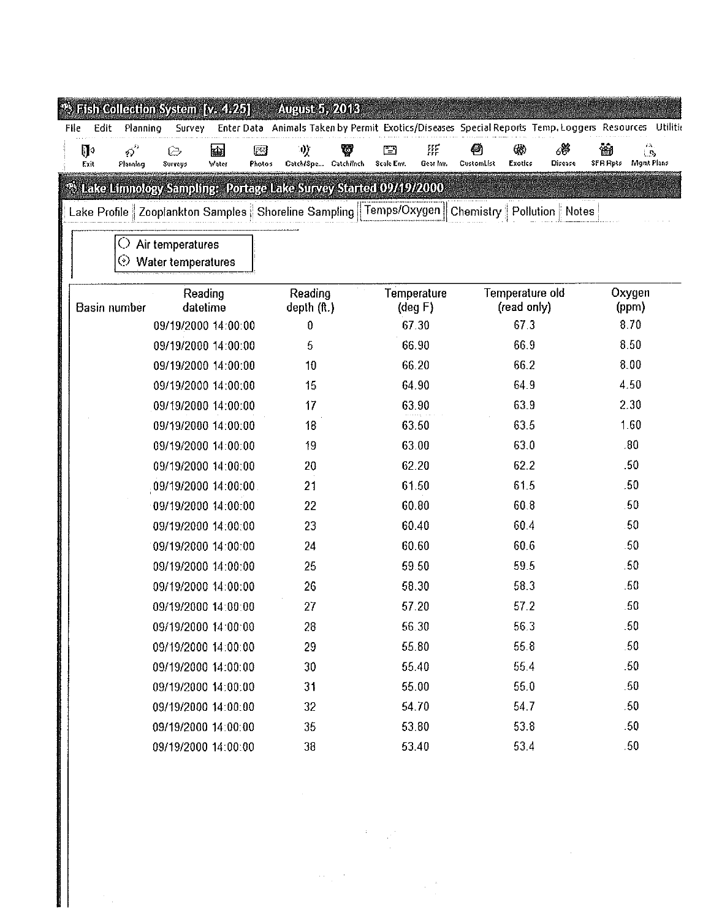**Fish Collection System [v. 4.25]   August 5, 2013**

File   Edit   Planning   Survey   Enter Data   Animals Taken by Permit   Exotics/Diseases   Special Reports   Temp. Loggers   Resources   Utiliti

Exit   Planning   Surveys   Water   Photos   Catch/Spe...   Catch/Inch   Scale Env.   Gear Inv.   CustomList   Exotics   Disease   SFR Rpts   Mgmt Plans

**Lake Limnology Sampling: Portage Lake Survey Started 09/19/2000**

Lake Profile | Zooplankton Samples | Shoreline Sampling | Temps/Oxygen | Chemistry | Pollution | Notes

- ○ Air temperatures
- ⦿ Water temperatures

| Basin number | Reading datetime | Reading depth (ft.) | Temperature (deg F) | Temperature old (read only) | Oxygen (ppm) |
|---|---|---|---|---|---|
| | 09/19/2000 14:00:00 | 0 | 67.30 | 67.3 | 8.70 |
| | 09/19/2000 14:00:00 | 5 | 66.90 | 66.9 | 8.50 |
| | 09/19/2000 14:00:00 | 10 | 66.20 | 66.2 | 8.00 |
| | 09/19/2000 14:00:00 | 15 | 64.90 | 64.9 | 4.50 |
| | 09/19/2000 14:00:00 | 17 | 63.90 | 63.9 | 2.30 |
| | 09/19/2000 14:00:00 | 18 | 63.50 | 63.5 | 1.60 |
| | 09/19/2000 14:00:00 | 19 | 63.00 | 63.0 | .80 |
| | 09/19/2000 14:00:00 | 20 | 62.20 | 62.2 | .50 |
| | 09/19/2000 14:00:00 | 21 | 61.50 | 61.5 | .50 |
| | 09/19/2000 14:00:00 | 22 | 60.80 | 60.8 | .50 |
| | 09/19/2000 14:00:00 | 23 | 60.40 | 60.4 | .50 |
| | 09/19/2000 14:00:00 | 24 | 60.60 | 60.6 | .50 |
| | 09/19/2000 14:00:00 | 25 | 59.50 | 59.5 | .50 |
| | 09/19/2000 14:00:00 | 26 | 58.30 | 58.3 | .50 |
| | 09/19/2000 14:00:00 | 27 | 57.20 | 57.2 | .50 |
| | 09/19/2000 14:00:00 | 28 | 56.30 | 56.3 | .50 |
| | 09/19/2000 14:00:00 | 29 | 55.80 | 55.8 | .50 |
| | 09/19/2000 14:00:00 | 30 | 55.40 | 55.4 | .50 |
| | 09/19/2000 14:00:00 | 31 | 55.00 | 55.0 | .50 |
| | 09/19/2000 14:00:00 | 32 | 54.70 | 54.7 | .50 |
| | 09/19/2000 14:00:00 | 35 | 53.80 | 53.8 | .50 |
| | 09/19/2000 14:00:00 | 38 | 53.40 | 53.4 | .50 |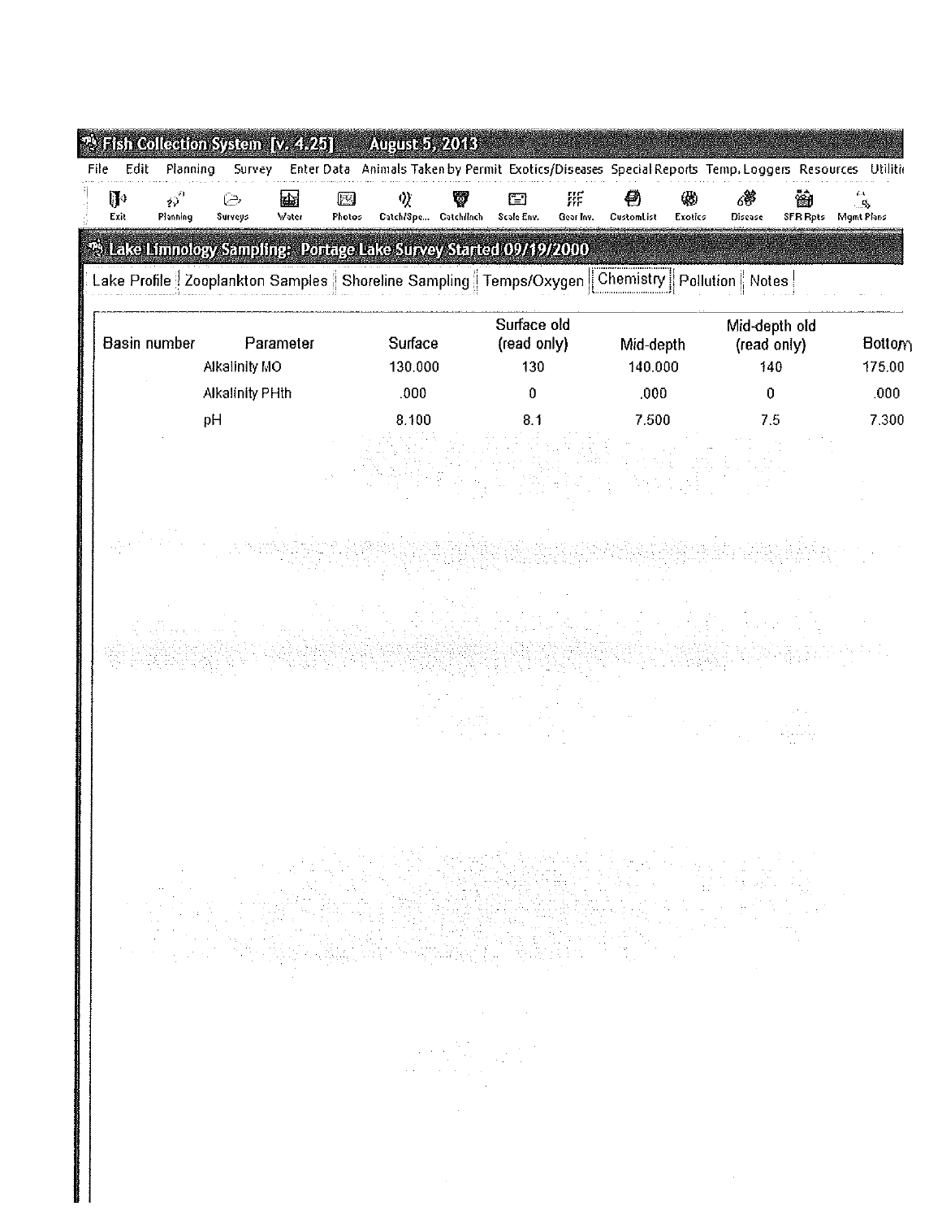Fish Collection System [v. 4.25] August 5, 2013

File Edit Planning Survey Enter Data Animals Taken by Permit Exotics/Diseases Special Reports Temp. Loggers Resources Utiliti

Exit Planning Surveys Water Photos Catch/Spe... Catch/Inch Scale Env. Gear Inv. CustomList Exotics Disease SFR Rpts Mgmt Plans

Lake Limnology Sampling: Portage Lake Survey Started 09/19/2000

Lake Profile | Zooplankton Samples | Shoreline Sampling | Temps/Oxygen | Chemistry | Pollution | Notes

| Basin number | Parameter | Surface | Surface old (read only) | Mid-depth | Mid-depth old (read only) | Bottom |
|---|---|---|---|---|---|---|
| | Alkalinity MO | 130.000 | 130 | 140.000 | 140 | 175.00 |
| | Alkalinity PHth | .000 | 0 | .000 | 0 | .000 |
| | pH | 8.100 | 8.1 | 7.500 | 7.5 | 7.300 |